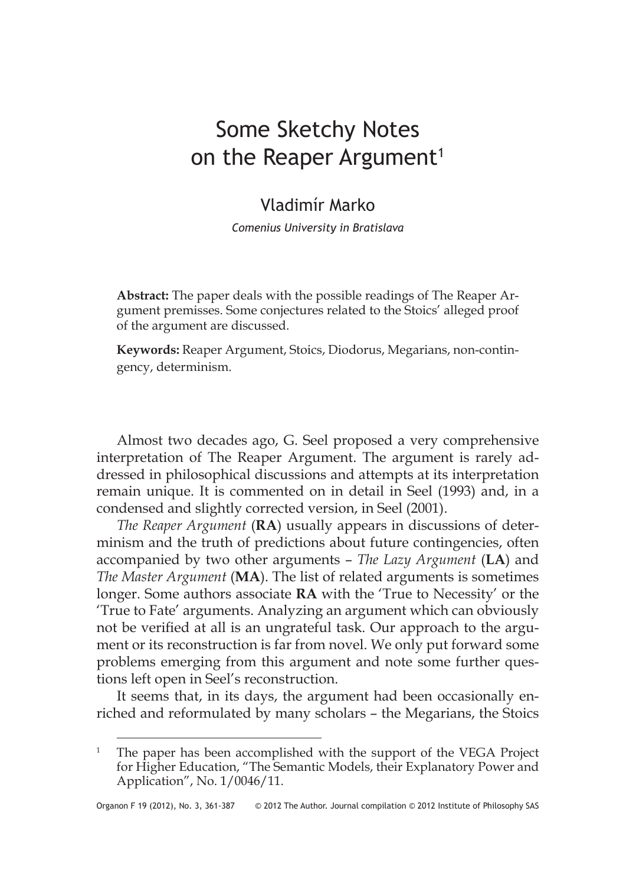# Some Sketchy Notes on the Reaper Argument[1]

## Vladimír Marko

*Comenius University in Bratislava*

**Abstract:** The paper deals with the possible readings of The Reaper Argument premisses. Some conjectures related to the Stoics' alleged proof of the argument are discussed.

**Keywords:** Reaper Argument, Stoics, Diodorus, Megarians, non-contingency, determinism.

Almost two decades ago, G. Seel proposed a very comprehensive interpretation of The Reaper Argument. The argument is rarely addressed in philosophical discussions and attempts at its interpretation remain unique. It is commented on in detail in Seel (1993) and, in a condensed and slightly corrected version, in Seel (2001).

*The Reaper Argument* (**RA**) usually appears in discussions of determinism and the truth of predictions about future contingencies, often accompanied by two other arguments – *The Lazy Argument* (**LA**) and *The Master Argument* (**MA**). The list of related arguments is sometimes longer. Some authors associate **RA** with the 'True to Necessity' or the 'True to Fate' arguments. Analyzing an argument which can obviously not be verified at all is an ungrateful task. Our approach to the argument or its reconstruction is far from novel. We only put forward some problems emerging from this argument and note some further questions left open in Seel's reconstruction.

It seems that, in its days, the argument had been occasionally enriched and reformulated by many scholars – the Megarians, the Stoics

---

[1] The paper has been accomplished with the support of the VEGA Project for Higher Education, "The Semantic Models, their Explanatory Power and Application", No. 1/0046/11.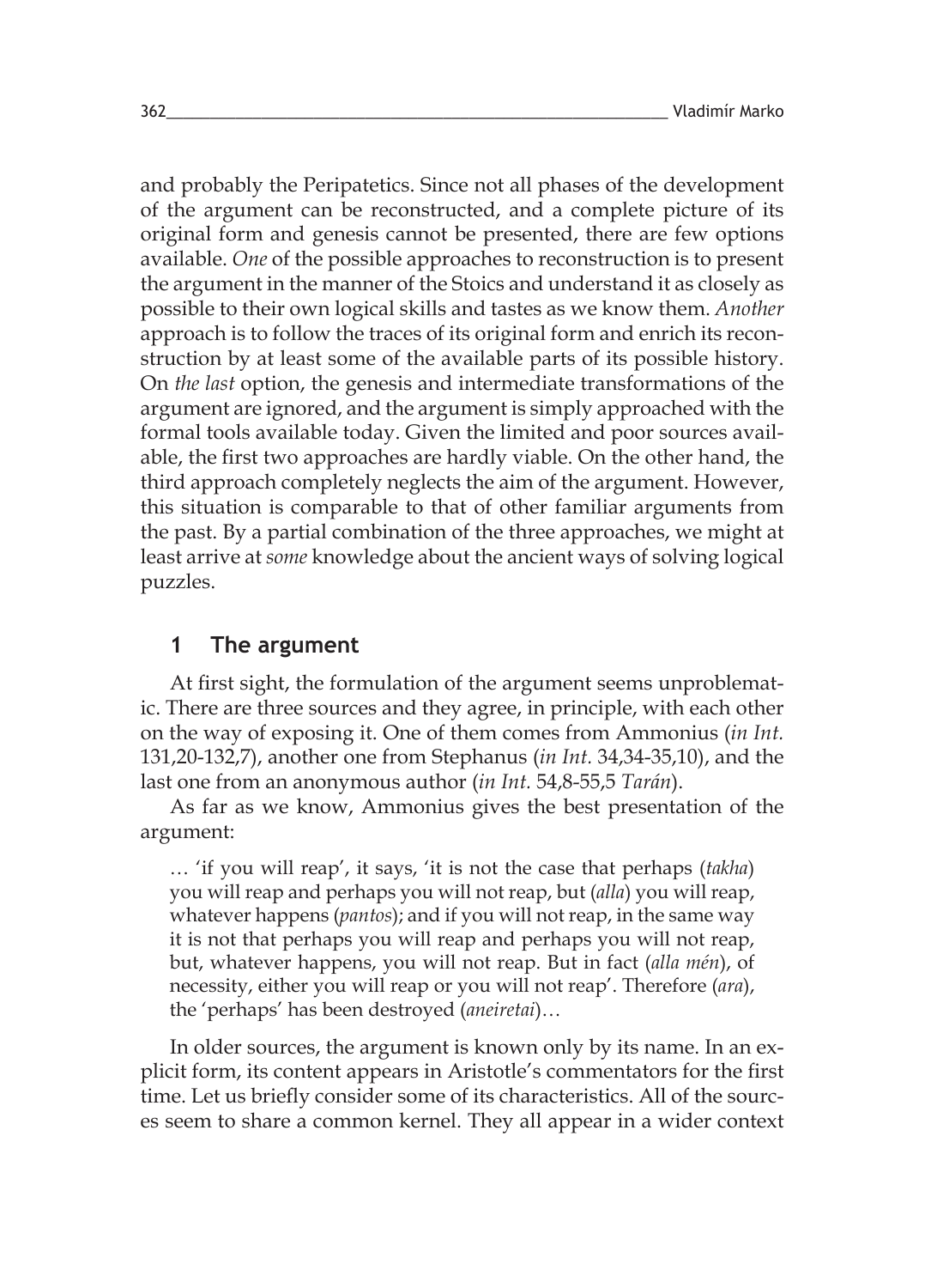and probably the Peripatetics. Since not all phases of the development of the argument can be reconstructed, and a complete picture of its original form and genesis cannot be presented, there are few options available. *One* of the possible approaches to reconstruction is to present the argument in the manner of the Stoics and understand it as closely as possible to their own logical skills and tastes as we know them. *Another* approach is to follow the traces of its original form and enrich its reconstruction by at least some of the available parts of its possible history. On *the last* option, the genesis and intermediate transformations of the argument are ignored, and the argument is simply approached with the formal tools available today. Given the limited and poor sources available, the first two approaches are hardly viable. On the other hand, the third approach completely neglects the aim of the argument. However, this situation is comparable to that of other familiar arguments from the past. By a partial combination of the three approaches, we might at least arrive at *some* knowledge about the ancient ways of solving logical puzzles.

## 1 The argument

At first sight, the formulation of the argument seems unproblematic. There are three sources and they agree, in principle, with each other on the way of exposing it. One of them comes from Ammonius (*in Int.* 131,20-132,7), another one from Stephanus (*in Int.* 34,34-35,10), and the last one from an anonymous author (*in Int.* 54,8-55,5 *Tarán*).

As far as we know, Ammonius gives the best presentation of the argument:

> … 'if you will reap', it says, 'it is not the case that perhaps (*takha*) you will reap and perhaps you will not reap, but (*alla*) you will reap, whatever happens (*pantos*); and if you will not reap, in the same way it is not that perhaps you will reap and perhaps you will not reap, but, whatever happens, you will not reap. But in fact (*alla mén*), of necessity, either you will reap or you will not reap'. Therefore (*ara*), the 'perhaps' has been destroyed (*aneiretai*)…

In older sources, the argument is known only by its name. In an explicit form, its content appears in Aristotle's commentators for the first time. Let us briefly consider some of its characteristics. All of the sources seem to share a common kernel. They all appear in a wider context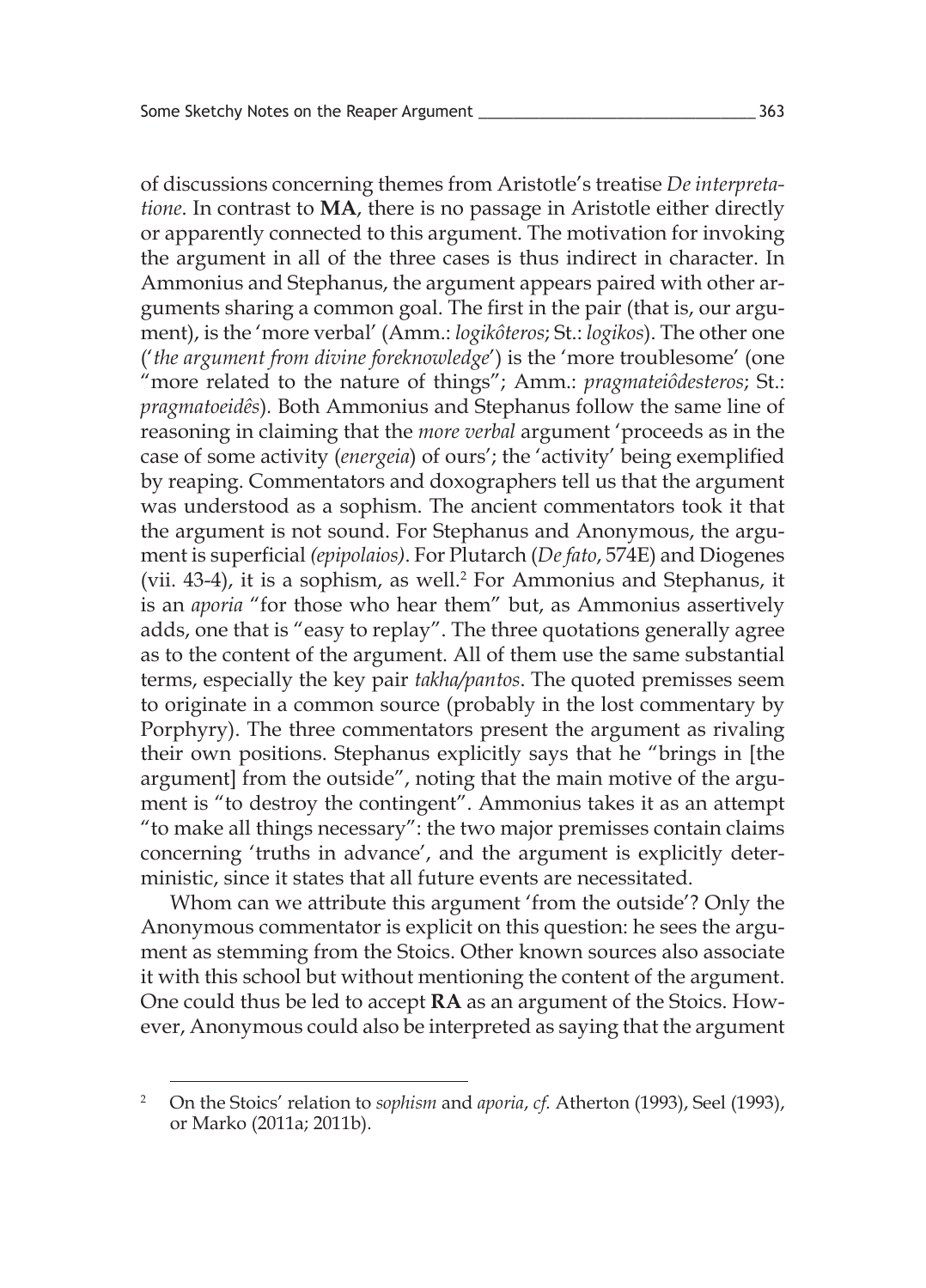of discussions concerning themes from Aristotle's treatise *De interpretatione*. In contrast to **MA**, there is no passage in Aristotle either directly or apparently connected to this argument. The motivation for invoking the argument in all of the three cases is thus indirect in character. In Ammonius and Stephanus, the argument appears paired with other arguments sharing a common goal. The first in the pair (that is, our argument), is the 'more verbal' (Amm.: *logikôteros*; St.: *logikos*). The other one ('*the argument from divine foreknowledge*') is the 'more troublesome' (one "more related to the nature of things"; Amm.: *pragmateiôdesteros*; St.: *pragmatoeidês*). Both Ammonius and Stephanus follow the same line of reasoning in claiming that the *more verbal* argument 'proceeds as in the case of some activity (*energeia*) of ours'; the 'activity' being exemplified by reaping. Commentators and doxographers tell us that the argument was understood as a sophism. The ancient commentators took it that the argument is not sound. For Stephanus and Anonymous, the argument is superficial *(epipolaios)*. For Plutarch (*De fato*, 574E) and Diogenes (vii. 43-4), it is a sophism, as well.[2] For Ammonius and Stephanus, it is an *aporia* "for those who hear them" but, as Ammonius assertively adds, one that is "easy to replay". The three quotations generally agree as to the content of the argument. All of them use the same substantial terms, especially the key pair *takha/pantos*. The quoted premisses seem to originate in a common source (probably in the lost commentary by Porphyry). The three commentators present the argument as rivaling their own positions. Stephanus explicitly says that he "brings in [the argument] from the outside", noting that the main motive of the argument is "to destroy the contingent". Ammonius takes it as an attempt "to make all things necessary": the two major premisses contain claims concerning 'truths in advance', and the argument is explicitly deterministic, since it states that all future events are necessitated.

Whom can we attribute this argument 'from the outside'? Only the Anonymous commentator is explicit on this question: he sees the argument as stemming from the Stoics. Other known sources also associate it with this school but without mentioning the content of the argument. One could thus be led to accept **RA** as an argument of the Stoics. However, Anonymous could also be interpreted as saying that the argument

---

[2] On the Stoics' relation to *sophism* and *aporia*, *cf.* Atherton (1993), Seel (1993), or Marko (2011a; 2011b).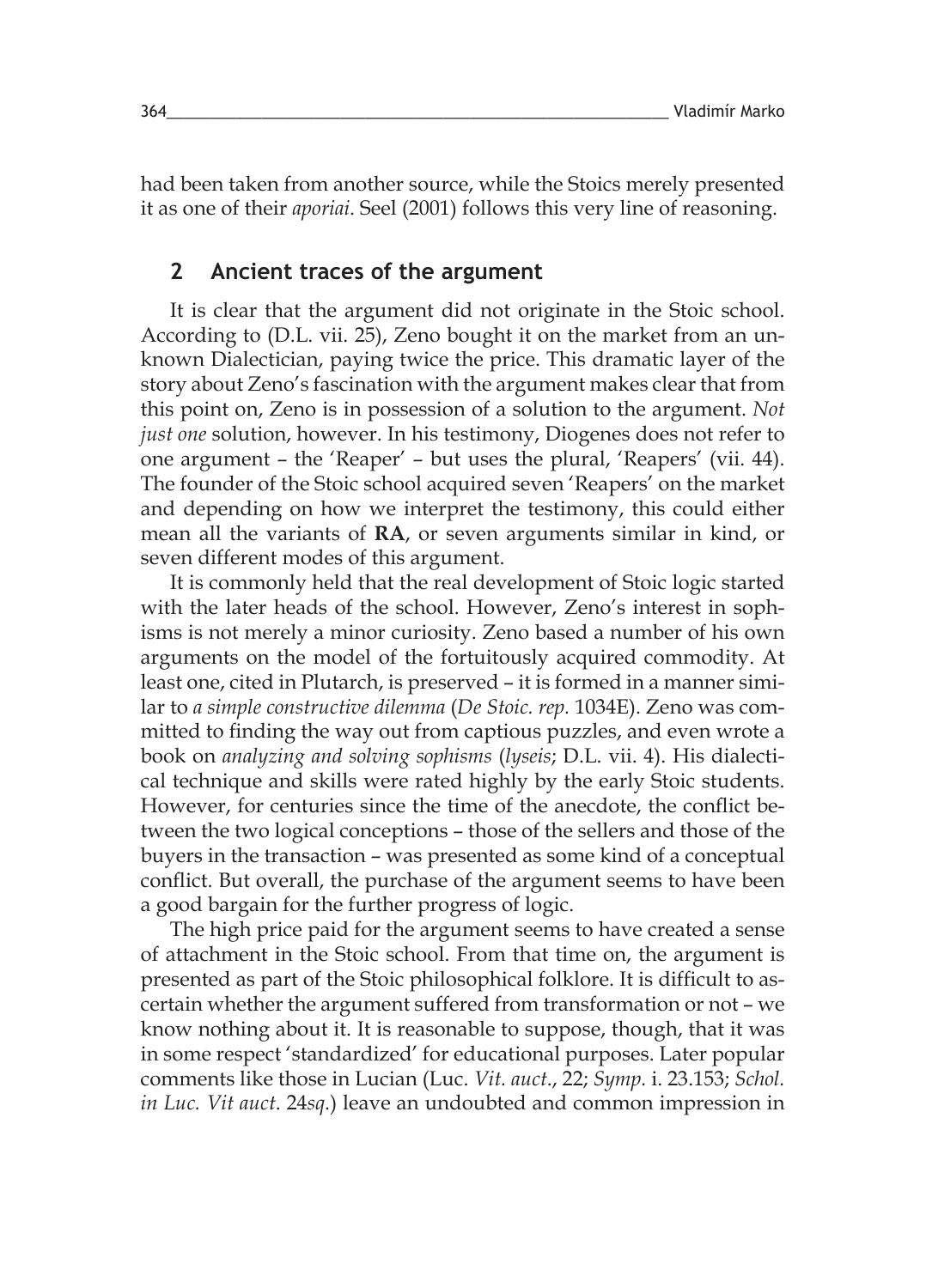had been taken from another source, while the Stoics merely presented it as one of their *aporiai*. Seel (2001) follows this very line of reasoning.

## 2 Ancient traces of the argument

It is clear that the argument did not originate in the Stoic school. According to (D.L. vii. 25), Zeno bought it on the market from an unknown Dialectician, paying twice the price. This dramatic layer of the story about Zeno's fascination with the argument makes clear that from this point on, Zeno is in possession of a solution to the argument. *Not just one* solution, however. In his testimony, Diogenes does not refer to one argument – the 'Reaper' – but uses the plural, 'Reapers' (vii. 44). The founder of the Stoic school acquired seven 'Reapers' on the market and depending on how we interpret the testimony, this could either mean all the variants of **RA**, or seven arguments similar in kind, or seven different modes of this argument.

It is commonly held that the real development of Stoic logic started with the later heads of the school. However, Zeno's interest in sophisms is not merely a minor curiosity. Zeno based a number of his own arguments on the model of the fortuitously acquired commodity. At least one, cited in Plutarch, is preserved – it is formed in a manner similar to *a simple constructive dilemma* (*De Stoic. rep.* 1034E). Zeno was committed to finding the way out from captious puzzles, and even wrote a book on *analyzing and solving sophisms* (*lyseis*; D.L. vii. 4). His dialectical technique and skills were rated highly by the early Stoic students. However, for centuries since the time of the anecdote, the conflict between the two logical conceptions – those of the sellers and those of the buyers in the transaction – was presented as some kind of a conceptual conflict. But overall, the purchase of the argument seems to have been a good bargain for the further progress of logic.

The high price paid for the argument seems to have created a sense of attachment in the Stoic school. From that time on, the argument is presented as part of the Stoic philosophical folklore. It is difficult to ascertain whether the argument suffered from transformation or not – we know nothing about it. It is reasonable to suppose, though, that it was in some respect 'standardized' for educational purposes. Later popular comments like those in Lucian (Luc. *Vit. auct.*, 22; *Symp.* i. 23.153; *Schol. in Luc. Vit auct.* 24*sq.*) leave an undoubted and common impression in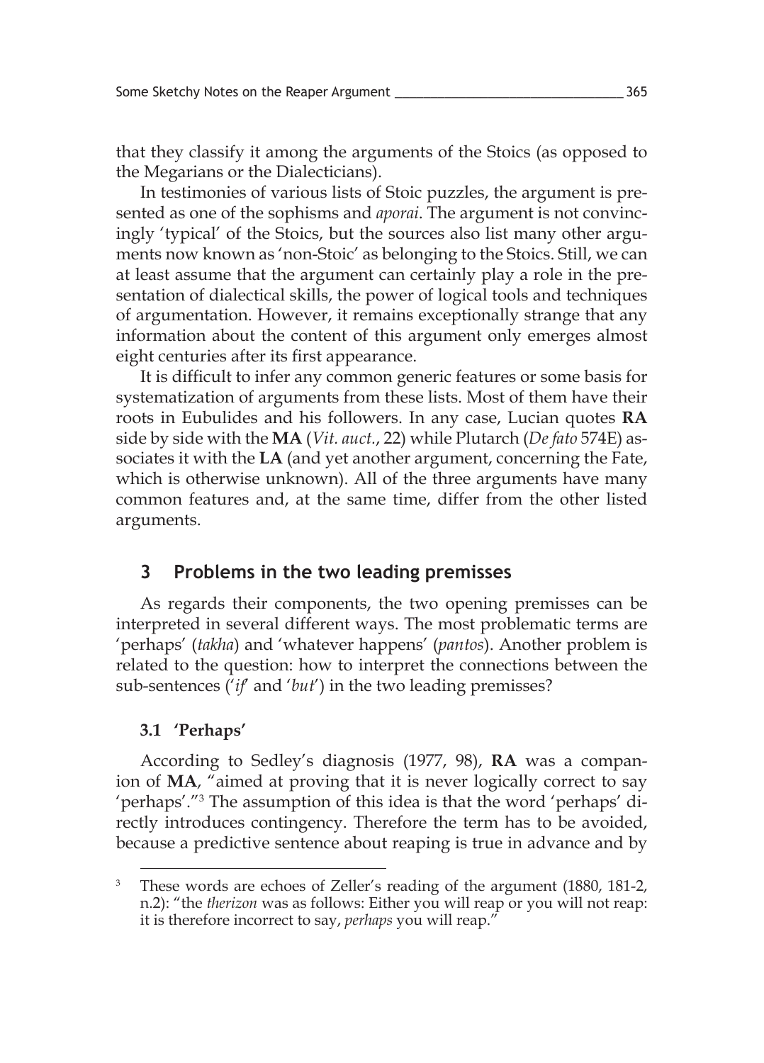that they classify it among the arguments of the Stoics (as opposed to the Megarians or the Dialecticians).

In testimonies of various lists of Stoic puzzles, the argument is presented as one of the sophisms and *aporai*. The argument is not convincingly 'typical' of the Stoics, but the sources also list many other arguments now known as 'non-Stoic' as belonging to the Stoics. Still, we can at least assume that the argument can certainly play a role in the presentation of dialectical skills, the power of logical tools and techniques of argumentation. However, it remains exceptionally strange that any information about the content of this argument only emerges almost eight centuries after its first appearance.

It is difficult to infer any common generic features or some basis for systematization of arguments from these lists. Most of them have their roots in Eubulides and his followers. In any case, Lucian quotes **RA** side by side with the **MA** (*Vit. auct.*, 22) while Plutarch (*De fato* 574E) associates it with the **LA** (and yet another argument, concerning the Fate, which is otherwise unknown). All of the three arguments have many common features and, at the same time, differ from the other listed arguments.

## 3 Problems in the two leading premisses

As regards their components, the two opening premisses can be interpreted in several different ways. The most problematic terms are 'perhaps' (*takha*) and 'whatever happens' (*pantos*). Another problem is related to the question: how to interpret the connections between the sub-sentences ('*if*' and '*but*') in the two leading premisses?

### 3.1 'Perhaps'

According to Sedley's diagnosis (1977, 98), **RA** was a companion of **MA**, "aimed at proving that it is never logically correct to say 'perhaps'."[3] The assumption of this idea is that the word 'perhaps' directly introduces contingency. Therefore the term has to be avoided, because a predictive sentence about reaping is true in advance and by

[3] These words are echoes of Zeller's reading of the argument (1880, 181-2, n.2): "the *therizon* was as follows: Either you will reap or you will not reap: it is therefore incorrect to say, *perhaps* you will reap."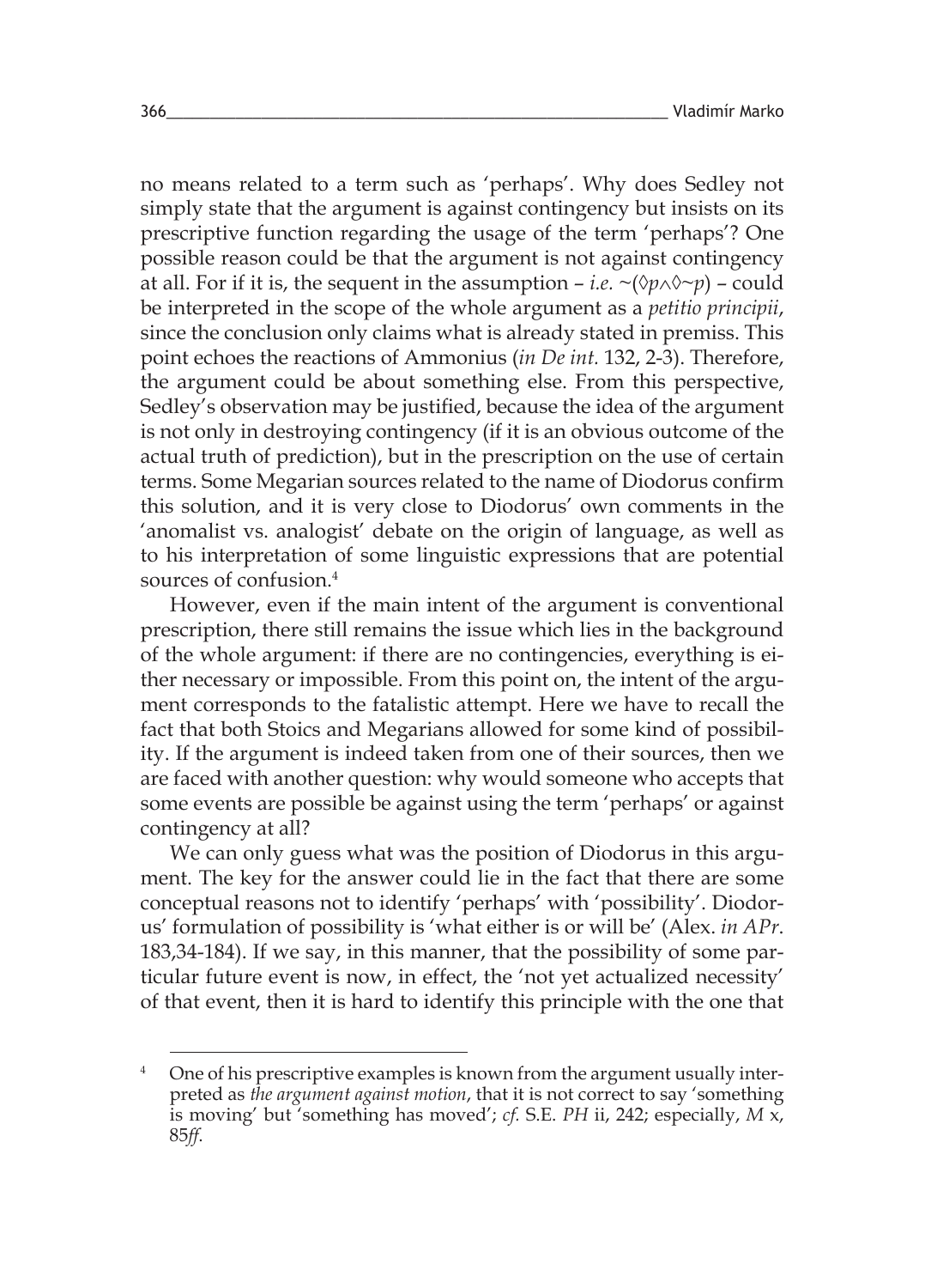no means related to a term such as 'perhaps'. Why does Sedley not simply state that the argument is against contingency but insists on its prescriptive function regarding the usage of the term 'perhaps'? One possible reason could be that the argument is not against contingency at all. For if it is, the sequent in the assumption – *i.e.* $\sim(\Diamond p \wedge \Diamond \sim p)$ – could be interpreted in the scope of the whole argument as a *petitio principii*, since the conclusion only claims what is already stated in premiss. This point echoes the reactions of Ammonius (*in De int.* 132, 2-3). Therefore, the argument could be about something else. From this perspective, Sedley's observation may be justified, because the idea of the argument is not only in destroying contingency (if it is an obvious outcome of the actual truth of prediction), but in the prescription on the use of certain terms. Some Megarian sources related to the name of Diodorus confirm this solution, and it is very close to Diodorus' own comments in the 'anomalist vs. analogist' debate on the origin of language, as well as to his interpretation of some linguistic expressions that are potential sources of confusion.[4]

However, even if the main intent of the argument is conventional prescription, there still remains the issue which lies in the background of the whole argument: if there are no contingencies, everything is either necessary or impossible. From this point on, the intent of the argument corresponds to the fatalistic attempt. Here we have to recall the fact that both Stoics and Megarians allowed for some kind of possibility. If the argument is indeed taken from one of their sources, then we are faced with another question: why would someone who accepts that some events are possible be against using the term 'perhaps' or against contingency at all?

We can only guess what was the position of Diodorus in this argument. The key for the answer could lie in the fact that there are some conceptual reasons not to identify 'perhaps' with 'possibility'. Diodorus' formulation of possibility is 'what either is or will be' (Alex. *in APr.* 183,34-184). If we say, in this manner, that the possibility of some particular future event is now, in effect, the 'not yet actualized necessity' of that event, then it is hard to identify this principle with the one that

---

[4] One of his prescriptive examples is known from the argument usually interpreted as *the argument against motion*, that it is not correct to say 'something is moving' but 'something has moved'; *cf.* S.E. *PH* ii, 242; especially, *M* x, 85*ff*.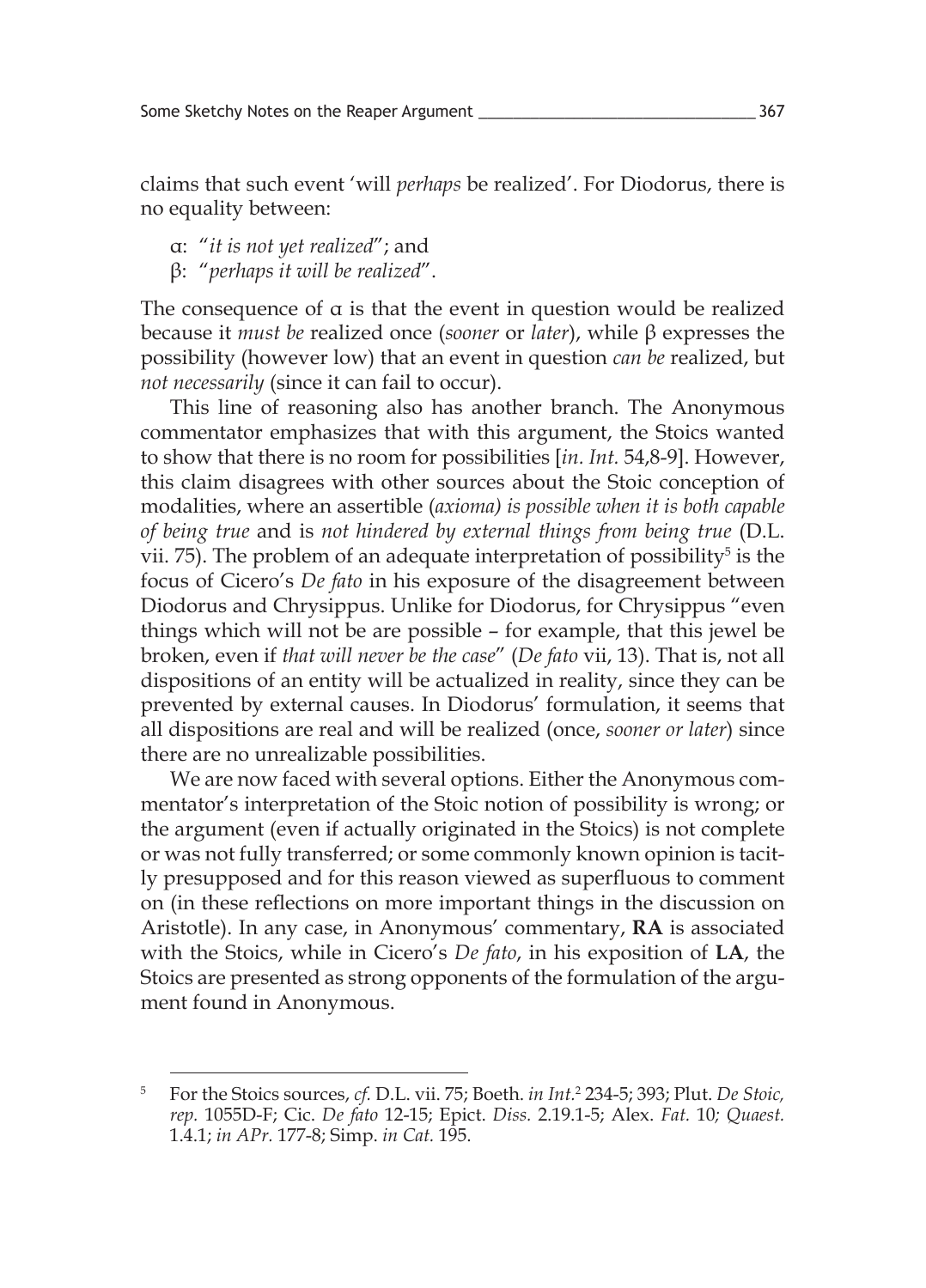claims that such event 'will *perhaps* be realized'. For Diodorus, there is no equality between:

α: "*it is not yet realized*"; and
β: "*perhaps it will be realized*".

The consequence of α is that the event in question would be realized because it *must be* realized once (*sooner* or *later*), while β expresses the possibility (however low) that an event in question *can be* realized, but *not necessarily* (since it can fail to occur).

This line of reasoning also has another branch. The Anonymous commentator emphasizes that with this argument, the Stoics wanted to show that there is no room for possibilities [*in. Int.* 54,8-9]. However, this claim disagrees with other sources about the Stoic conception of modalities, where an assertible (*axioma) is possible when it is both capable of being true* and is *not hindered by external things from being true* (D.L. vii. 75). The problem of an adequate interpretation of possibility[5] is the focus of Cicero's *De fato* in his exposure of the disagreement between Diodorus and Chrysippus. Unlike for Diodorus, for Chrysippus "even things which will not be are possible – for example, that this jewel be broken, even if *that will never be the case*" (*De fato* vii, 13). That is, not all dispositions of an entity will be actualized in reality, since they can be prevented by external causes. In Diodorus' formulation, it seems that all dispositions are real and will be realized (once, *sooner or later*) since there are no unrealizable possibilities.

We are now faced with several options. Either the Anonymous commentator's interpretation of the Stoic notion of possibility is wrong; or the argument (even if actually originated in the Stoics) is not complete or was not fully transferred; or some commonly known opinion is tacitly presupposed and for this reason viewed as superfluous to comment on (in these reflections on more important things in the discussion on Aristotle). In any case, in Anonymous' commentary, **RA** is associated with the Stoics, while in Cicero's *De fato*, in his exposition of **LA**, the Stoics are presented as strong opponents of the formulation of the argument found in Anonymous.

---

[5] For the Stoics sources, *cf.* D.L. vii. 75; Boeth. *in Int.*[2] 234-5; 393; Plut. *De Stoic, rep.* 1055D-F; Cic. *De fato* 12-15; Epict. *Diss.* 2.19.1-5; Alex. *Fat.* 10*; Quaest.* 1.4.1; *in APr.* 177-8; Simp. *in Cat.* 195.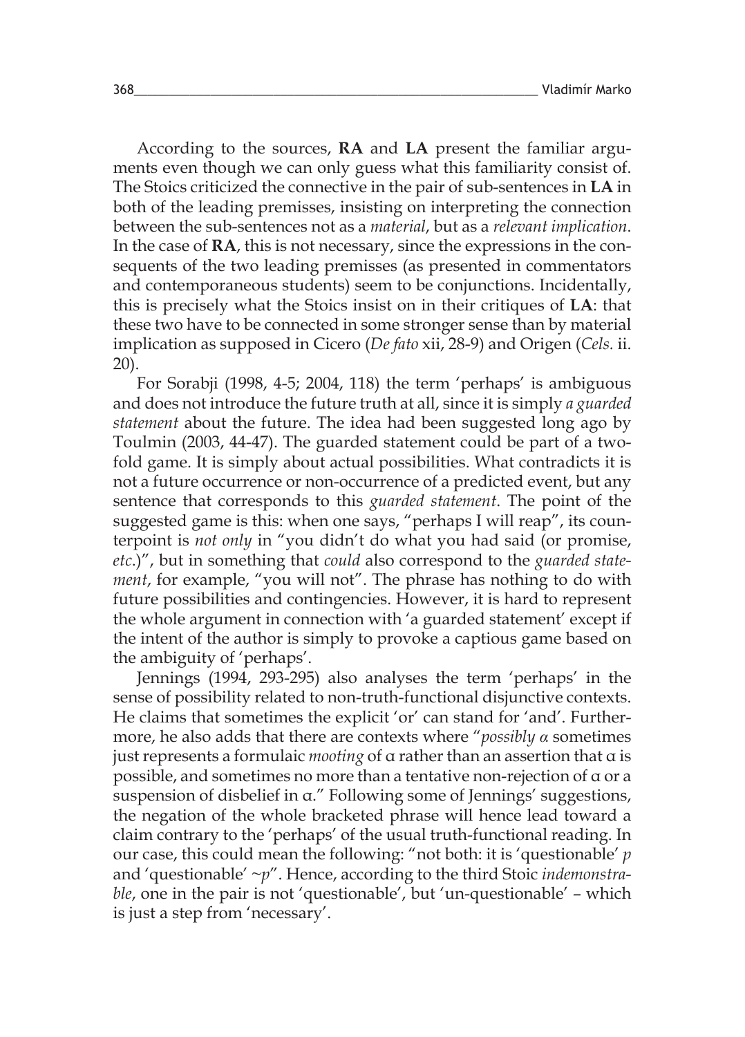According to the sources, **RA** and **LA** present the familiar arguments even though we can only guess what this familiarity consist of. The Stoics criticized the connective in the pair of sub-sentences in **LA** in both of the leading premisses, insisting on interpreting the connection between the sub-sentences not as a *material*, but as a *relevant implication*. In the case of **RA**, this is not necessary, since the expressions in the consequents of the two leading premisses (as presented in commentators and contemporaneous students) seem to be conjunctions. Incidentally, this is precisely what the Stoics insist on in their critiques of **LA**: that these two have to be connected in some stronger sense than by material implication as supposed in Cicero (*De fato* xii, 28-9) and Origen (*Cels.* ii. 20).

For Sorabji (1998, 4-5; 2004, 118) the term 'perhaps' is ambiguous and does not introduce the future truth at all, since it is simply *a guarded statement* about the future. The idea had been suggested long ago by Toulmin (2003, 44-47). The guarded statement could be part of a twofold game. It is simply about actual possibilities. What contradicts it is not a future occurrence or non-occurrence of a predicted event, but any sentence that corresponds to this *guarded statement*. The point of the suggested game is this: when one says, "perhaps I will reap", its counterpoint is *not only* in "you didn't do what you had said (or promise, *etc*.)", but in something that *could* also correspond to the *guarded statement*, for example, "you will not". The phrase has nothing to do with future possibilities and contingencies. However, it is hard to represent the whole argument in connection with 'a guarded statement' except if the intent of the author is simply to provoke a captious game based on the ambiguity of 'perhaps'.

Jennings (1994, 293-295) also analyses the term 'perhaps' in the sense of possibility related to non-truth-functional disjunctive contexts. He claims that sometimes the explicit 'or' can stand for 'and'. Furthermore, he also adds that there are contexts where "*possibly α* sometimes just represents a formulaic *mooting* of α rather than an assertion that α is possible, and sometimes no more than a tentative non-rejection of α or a suspension of disbelief in α." Following some of Jennings' suggestions, the negation of the whole bracketed phrase will hence lead toward a claim contrary to the 'perhaps' of the usual truth-functional reading. In our case, this could mean the following: "not both: it is 'questionable' *p* and 'questionable' ~*p*". Hence, according to the third Stoic *indemonstrable*, one in the pair is not 'questionable', but 'un-questionable' – which is just a step from 'necessary'.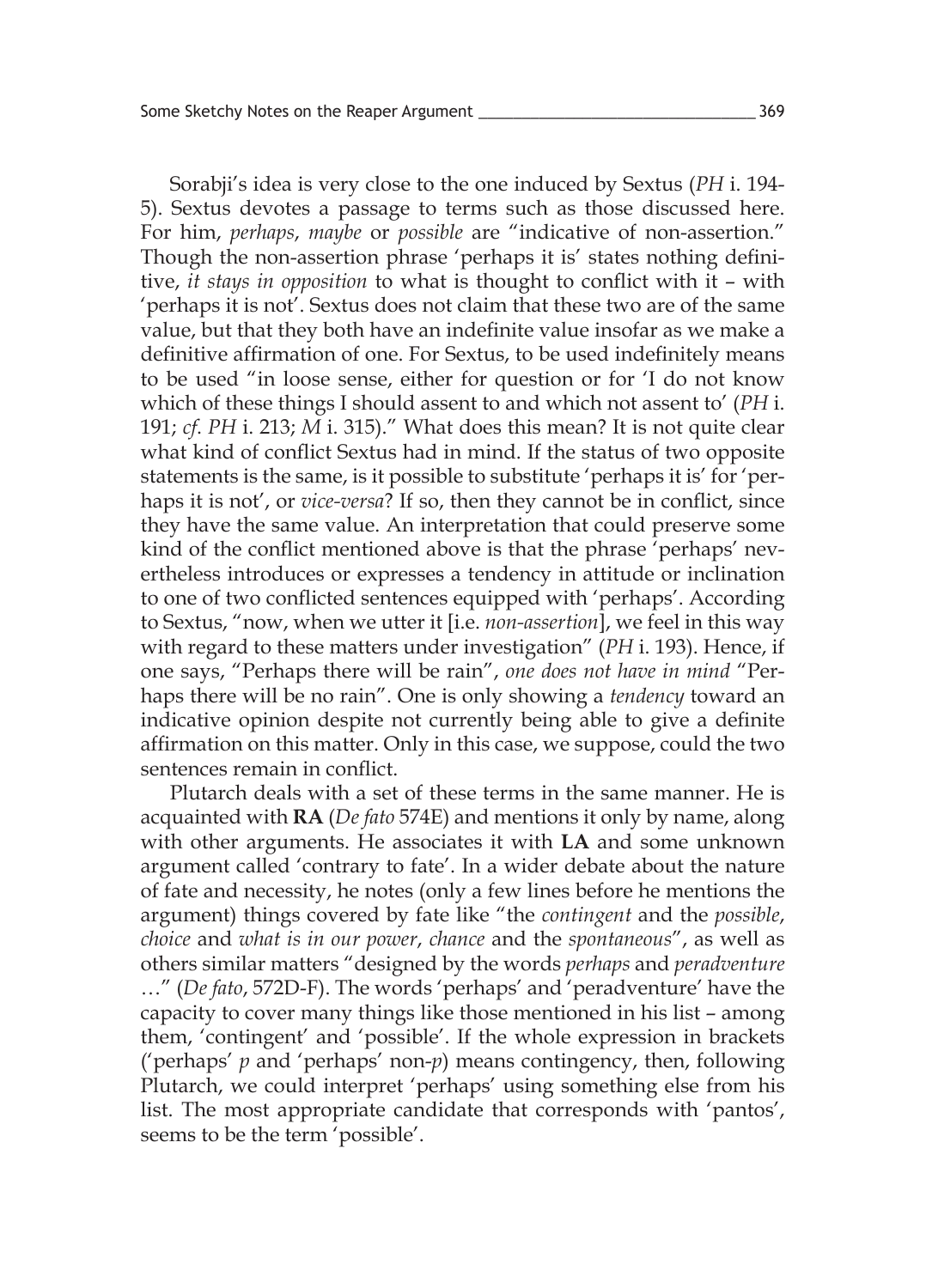Sorabji's idea is very close to the one induced by Sextus (*PH* i. 194-5). Sextus devotes a passage to terms such as those discussed here. For him, *perhaps*, *maybe* or *possible* are "indicative of non-assertion." Though the non-assertion phrase 'perhaps it is' states nothing definitive, *it stays in opposition* to what is thought to conflict with it – with 'perhaps it is not'. Sextus does not claim that these two are of the same value, but that they both have an indefinite value insofar as we make a definitive affirmation of one. For Sextus, to be used indefinitely means to be used "in loose sense, either for question or for 'I do not know which of these things I should assent to and which not assent to' (*PH* i. 191; *cf*. *PH* i. 213; *M* i. 315)." What does this mean? It is not quite clear what kind of conflict Sextus had in mind. If the status of two opposite statements is the same, is it possible to substitute 'perhaps it is' for 'perhaps it is not', or *vice-versa*? If so, then they cannot be in conflict, since they have the same value. An interpretation that could preserve some kind of the conflict mentioned above is that the phrase 'perhaps' nevertheless introduces or expresses a tendency in attitude or inclination to one of two conflicted sentences equipped with 'perhaps'. According to Sextus, "now, when we utter it [i.e. *non-assertion*], we feel in this way with regard to these matters under investigation" (*PH* i. 193). Hence, if one says, "Perhaps there will be rain", *one does not have in mind* "Perhaps there will be no rain". One is only showing a *tendency* toward an indicative opinion despite not currently being able to give a definite affirmation on this matter. Only in this case, we suppose, could the two sentences remain in conflict.

Plutarch deals with a set of these terms in the same manner. He is acquainted with **RA** (*De fato* 574E) and mentions it only by name, along with other arguments. He associates it with **LA** and some unknown argument called 'contrary to fate'. In a wider debate about the nature of fate and necessity, he notes (only a few lines before he mentions the argument) things covered by fate like "the *contingent* and the *possible*, *choice* and *what is in our power*, *chance* and the *spontaneous*", as well as others similar matters "designed by the words *perhaps* and *peradventure* …" (*De fato*, 572D-F). The words 'perhaps' and 'peradventure' have the capacity to cover many things like those mentioned in his list – among them, 'contingent' and 'possible'. If the whole expression in brackets ('perhaps' *p* and 'perhaps' non-*p*) means contingency, then, following Plutarch, we could interpret 'perhaps' using something else from his list. The most appropriate candidate that corresponds with 'pantos', seems to be the term 'possible'.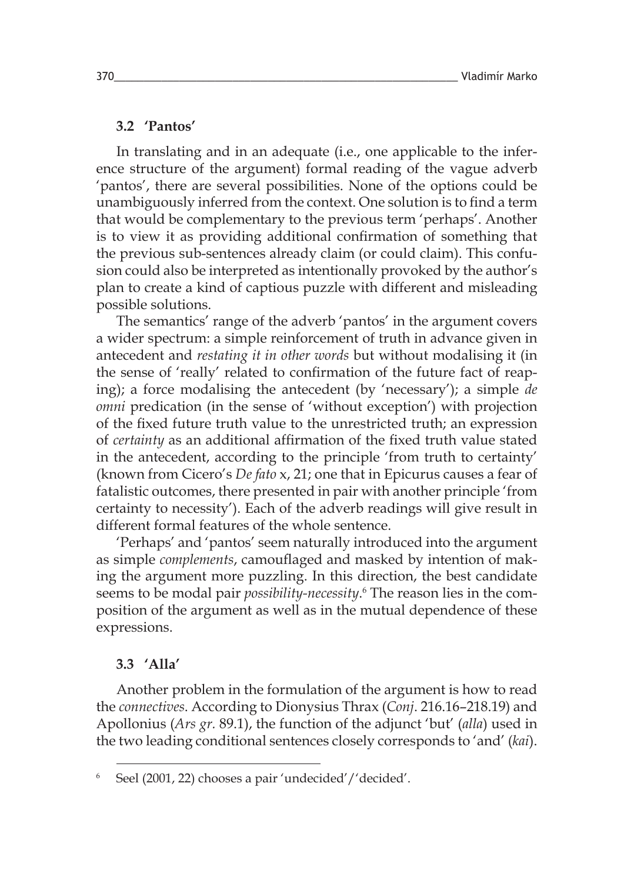### 3.2 'Pantos'

In translating and in an adequate (i.e., one applicable to the inference structure of the argument) formal reading of the vague adverb 'pantos', there are several possibilities. None of the options could be unambiguously inferred from the context. One solution is to find a term that would be complementary to the previous term 'perhaps'. Another is to view it as providing additional confirmation of something that the previous sub-sentences already claim (or could claim). This confusion could also be interpreted as intentionally provoked by the author's plan to create a kind of captious puzzle with different and misleading possible solutions.

The semantics' range of the adverb 'pantos' in the argument covers a wider spectrum: a simple reinforcement of truth in advance given in antecedent and *restating it in other words* but without modalising it (in the sense of 'really' related to confirmation of the future fact of reaping); a force modalising the antecedent (by 'necessary'); a simple *de omni* predication (in the sense of 'without exception') with projection of the fixed future truth value to the unrestricted truth; an expression of *certainty* as an additional affirmation of the fixed truth value stated in the antecedent, according to the principle 'from truth to certainty' (known from Cicero's *De fato* x, 21; one that in Epicurus causes a fear of fatalistic outcomes, there presented in pair with another principle 'from certainty to necessity'). Each of the adverb readings will give result in different formal features of the whole sentence.

'Perhaps' and 'pantos' seem naturally introduced into the argument as simple *complements*, camouflaged and masked by intention of making the argument more puzzling. In this direction, the best candidate seems to be modal pair *possibility-necessity*.[6] The reason lies in the composition of the argument as well as in the mutual dependence of these expressions.

### 3.3 'Alla'

Another problem in the formulation of the argument is how to read the *connectives*. According to Dionysius Thrax (*Conj*. 216.16–218.19) and Apollonius (*Ars gr.* 89.1), the function of the adjunct 'but' (*alla*) used in the two leading conditional sentences closely corresponds to 'and' (*kai*).

---

[6] Seel (2001, 22) chooses a pair 'undecided'/'decided'.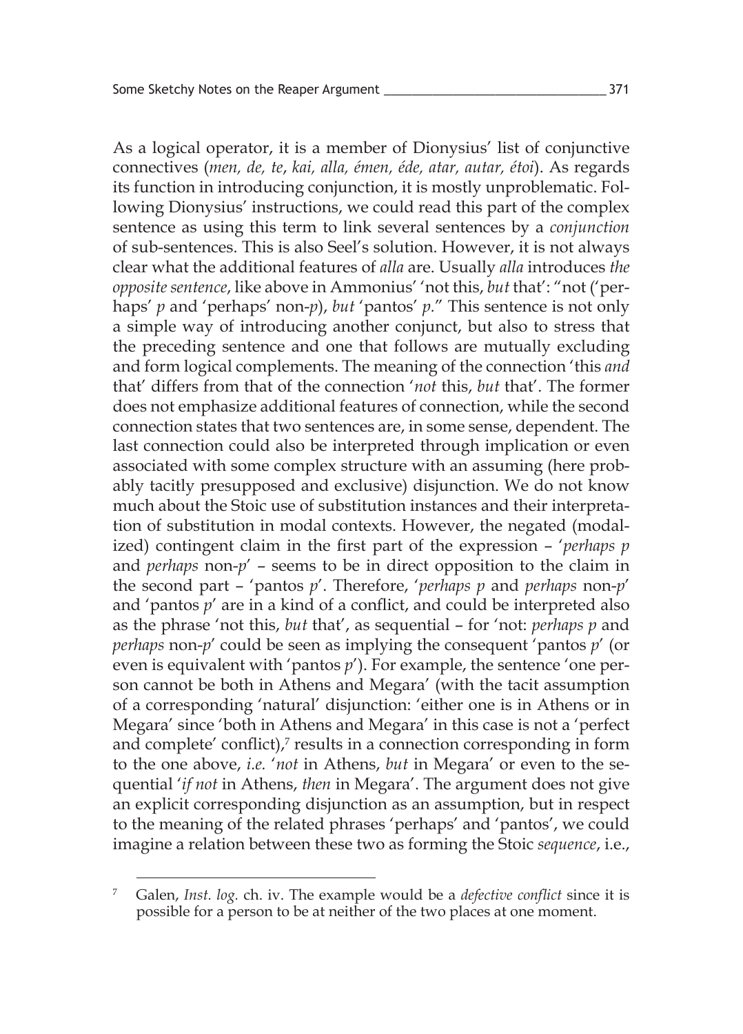As a logical operator, it is a member of Dionysius' list of conjunctive connectives (*men, de, te, kai, alla, émen, éde, atar, autar, étoi*). As regards its function in introducing conjunction, it is mostly unproblematic. Following Dionysius' instructions, we could read this part of the complex sentence as using this term to link several sentences by a *conjunction* of sub-sentences. This is also Seel's solution. However, it is not always clear what the additional features of *alla* are. Usually *alla* introduces *the opposite sentence*, like above in Ammonius' 'not this, *but* that': "not ('perhaps' *p* and 'perhaps' non-*p*), *but* 'pantos' *p*." This sentence is not only a simple way of introducing another conjunct, but also to stress that the preceding sentence and one that follows are mutually excluding and form logical complements. The meaning of the connection 'this *and* that' differs from that of the connection '*not* this, *but* that'. The former does not emphasize additional features of connection, while the second connection states that two sentences are, in some sense, dependent. The last connection could also be interpreted through implication or even associated with some complex structure with an assuming (here probably tacitly presupposed and exclusive) disjunction. We do not know much about the Stoic use of substitution instances and their interpretation of substitution in modal contexts. However, the negated (modalized) contingent claim in the first part of the expression – '*perhaps p* and *perhaps* non-*p*' – seems to be in direct opposition to the claim in the second part – 'pantos *p*'. Therefore, '*perhaps p* and *perhaps* non-*p*' and 'pantos *p*' are in a kind of a conflict, and could be interpreted also as the phrase 'not this, *but* that', as sequential – for 'not: *perhaps p* and *perhaps* non-*p*' could be seen as implying the consequent 'pantos *p*' (or even is equivalent with 'pantos *p*'). For example, the sentence 'one person cannot be both in Athens and Megara' (with the tacit assumption of a corresponding 'natural' disjunction: 'either one is in Athens or in Megara' since 'both in Athens and Megara' in this case is not a 'perfect and complete' conflict),[7] results in a connection corresponding in form to the one above, *i.e.* '*not* in Athens, *but* in Megara' or even to the sequential '*if not* in Athens, *then* in Megara'. The argument does not give an explicit corresponding disjunction as an assumption, but in respect to the meaning of the related phrases 'perhaps' and 'pantos', we could imagine a relation between these two as forming the Stoic *sequence*, i.e.,

---

[7] Galen, *Inst. log.* ch. iv. The example would be a *defective conflict* since it is possible for a person to be at neither of the two places at one moment.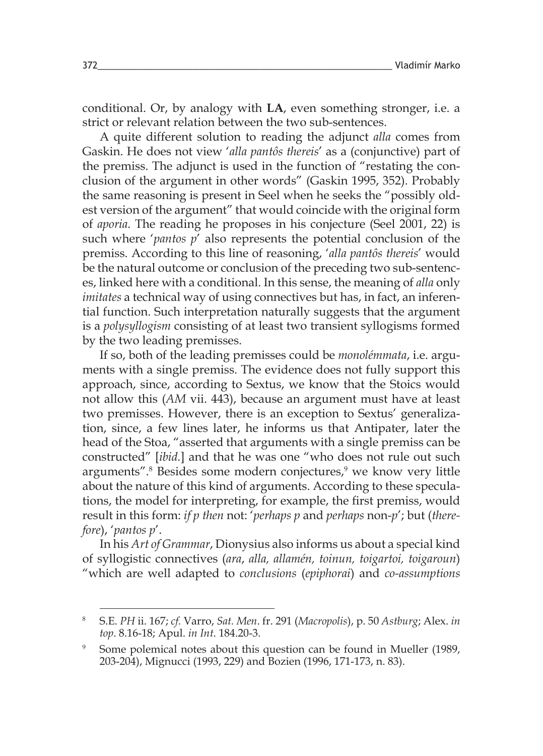conditional. Or, by analogy with **LA**, even something stronger, i.e. a strict or relevant relation between the two sub-sentences.

A quite different solution to reading the adjunct *alla* comes from Gaskin. He does not view '*alla pantôs thereis*' as a (conjunctive) part of the premiss. The adjunct is used in the function of "restating the conclusion of the argument in other words" (Gaskin 1995, 352). Probably the same reasoning is present in Seel when he seeks the "possibly oldest version of the argument" that would coincide with the original form of *aporia*. The reading he proposes in his conjecture (Seel 2001, 22) is such where '*pantos p*' also represents the potential conclusion of the premiss. According to this line of reasoning, '*alla pantôs thereis*' would be the natural outcome or conclusion of the preceding two sub-sentences, linked here with a conditional. In this sense, the meaning of *alla* only *imitates* a technical way of using connectives but has, in fact, an inferential function. Such interpretation naturally suggests that the argument is a *polysyllogism* consisting of at least two transient syllogisms formed by the two leading premisses.

If so, both of the leading premisses could be *monolémmata*, i.e. arguments with a single premiss. The evidence does not fully support this approach, since, according to Sextus, we know that the Stoics would not allow this (*AM* vii. 443), because an argument must have at least two premisses. However, there is an exception to Sextus' generalization, since, a few lines later, he informs us that Antipater, later the head of the Stoa, "asserted that arguments with a single premiss can be constructed" [*ibid.*] and that he was one "who does not rule out such arguments".[8] Besides some modern conjectures,[9] we know very little about the nature of this kind of arguments. According to these speculations, the model for interpreting, for example, the first premiss, would result in this form: *if p then* not: '*perhaps p* and *perhaps* non-*p*'; but (*therefore*), '*pantos p*'.

In his *Art of Grammar*, Dionysius also informs us about a special kind of syllogistic connectives (*ara*, *alla, allamén, toinun, toigartoi, toigaroun*) "which are well adapted to *conclusions* (*epiphorai*) and *co-assumptions*

---

[8] S.E. *PH* ii. 167; *cf.* Varro, *Sat. Men*. fr. 291 (*Macropolis*), p. 50 *Astburg*; Alex. *in top*. 8.16-18; Apul. *in Int*. 184.20-3.

[9] Some polemical notes about this question can be found in Mueller (1989, 203-204), Mignucci (1993, 229) and Bozien (1996, 171-173, n. 83).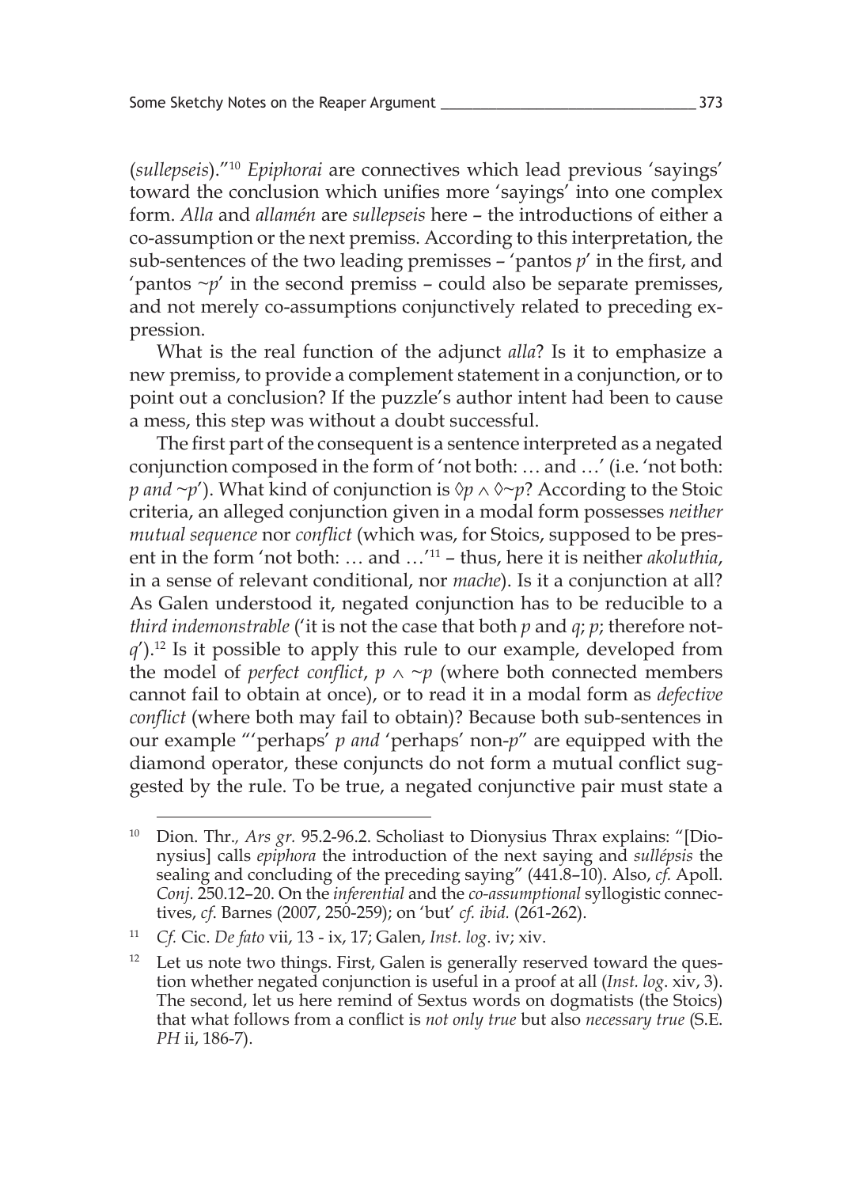(*sullepseis*)."[10] *Epiphorai* are connectives which lead previous 'sayings' toward the conclusion which unifies more 'sayings' into one complex form. *Alla* and *allamén* are *sullepseis* here – the introductions of either a co-assumption or the next premiss. According to this interpretation, the sub-sentences of the two leading premisses – 'pantos *p*' in the first, and 'pantos ~*p*' in the second premiss – could also be separate premisses, and not merely co-assumptions conjunctively related to preceding expression.

What is the real function of the adjunct *alla*? Is it to emphasize a new premiss, to provide a complement statement in a conjunction, or to point out a conclusion? If the puzzle's author intent had been to cause a mess, this step was without a doubt successful.

The first part of the consequent is a sentence interpreted as a negated conjunction composed in the form of 'not both: … and …' (i.e. 'not both: *p and* ~*p*'). What kind of conjunction is $\Diamond p \wedge \Diamond \sim p$? According to the Stoic criteria, an alleged conjunction given in a modal form possesses *neither mutual sequence* nor *conflict* (which was, for Stoics, supposed to be present in the form 'not both: … and …'[11] – thus, here it is neither *akoluthia*, in a sense of relevant conditional, nor *mache*). Is it a conjunction at all? As Galen understood it, negated conjunction has to be reducible to a *third indemonstrable* ('it is not the case that both *p* and *q*; *p*; therefore not-*q*').[12] Is it possible to apply this rule to our example, developed from the model of *perfect conflict*, $p \wedge \sim p$ (where both connected members cannot fail to obtain at once), or to read it in a modal form as *defective conflict* (where both may fail to obtain)? Because both sub-sentences in our example "'perhaps' *p and* 'perhaps' non-*p*" are equipped with the diamond operator, these conjuncts do not form a mutual conflict suggested by the rule. To be true, a negated conjunctive pair must state a

---

[10] Dion. Thr., *Ars gr.* 95.2-96.2. Scholiast to Dionysius Thrax explains: "[Dionysius] calls *epiphora* the introduction of the next saying and *sullépsis* the sealing and concluding of the preceding saying" (441.8–10). Also, *cf.* Apoll. *Conj*. 250.12–20. On the *inferential* and the *co-assumptional* syllogistic connectives, *cf*. Barnes (2007, 250-259); on 'but' *cf. ibid.* (261-262).

[11] *Cf.* Cic. *De fato* vii, 13 - ix, 17; Galen, *Inst. log*. iv; xiv.

[12] Let us note two things. First, Galen is generally reserved toward the question whether negated conjunction is useful in a proof at all (*Inst. log*. xiv, 3). The second, let us here remind of Sextus words on dogmatists (the Stoics) that what follows from a conflict is *not only true* but also *necessary true* (S.E. *PH* ii, 186-7).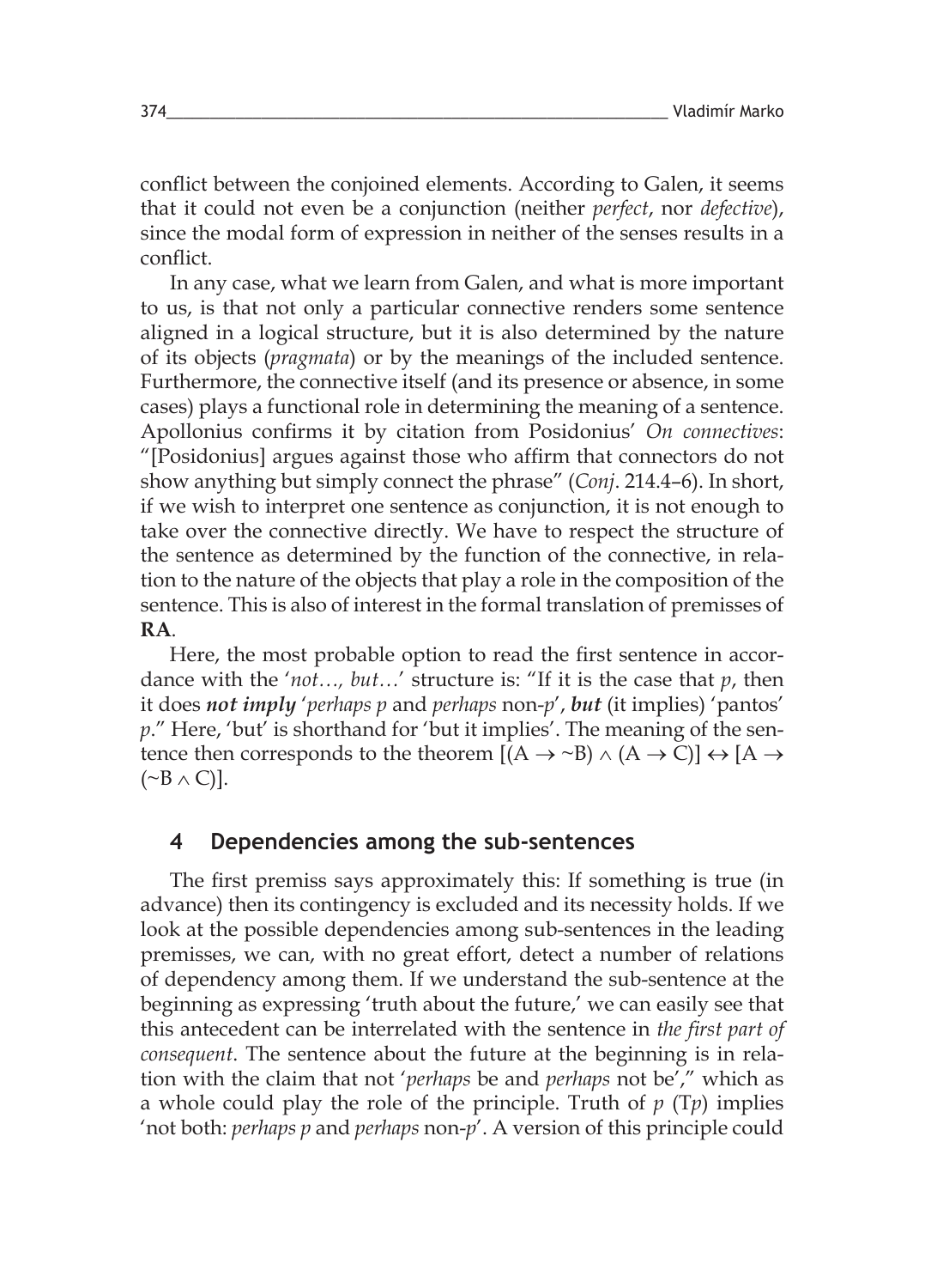conflict between the conjoined elements. According to Galen, it seems that it could not even be a conjunction (neither *perfect*, nor *defective*), since the modal form of expression in neither of the senses results in a conflict.

In any case, what we learn from Galen, and what is more important to us, is that not only a particular connective renders some sentence aligned in a logical structure, but it is also determined by the nature of its objects (*pragmata*) or by the meanings of the included sentence. Furthermore, the connective itself (and its presence or absence, in some cases) plays a functional role in determining the meaning of a sentence. Apollonius confirms it by citation from Posidonius' *On connectives*: "[Posidonius] argues against those who affirm that connectors do not show anything but simply connect the phrase" (*Conj*. 214.4–6). In short, if we wish to interpret one sentence as conjunction, it is not enough to take over the connective directly. We have to respect the structure of the sentence as determined by the function of the connective, in relation to the nature of the objects that play a role in the composition of the sentence. This is also of interest in the formal translation of premisses of **RA**.

Here, the most probable option to read the first sentence in accordance with the '*not…, but…*' structure is: "If it is the case that $p$, then it does ***not imply*** '*perhaps* $p$ and *perhaps* non-$p$', ***but*** (it implies) 'pantos' $p$." Here, 'but' is shorthand for 'but it implies'. The meaning of the sentence then corresponds to the theorem $[(A \rightarrow \sim B) \wedge (A \rightarrow C)] \leftrightarrow [A \rightarrow (\sim B \wedge C)]$.

## 4 Dependencies among the sub-sentences

The first premiss says approximately this: If something is true (in advance) then its contingency is excluded and its necessity holds. If we look at the possible dependencies among sub-sentences in the leading premisses, we can, with no great effort, detect a number of relations of dependency among them. If we understand the sub-sentence at the beginning as expressing 'truth about the future,' we can easily see that this antecedent can be interrelated with the sentence in *the first part of consequent*. The sentence about the future at the beginning is in relation with the claim that not '*perhaps* be and *perhaps* not be'," which as a whole could play the role of the principle. Truth of $p$ (T$p$) implies 'not both: *perhaps* $p$ and *perhaps* non-$p$'. A version of this principle could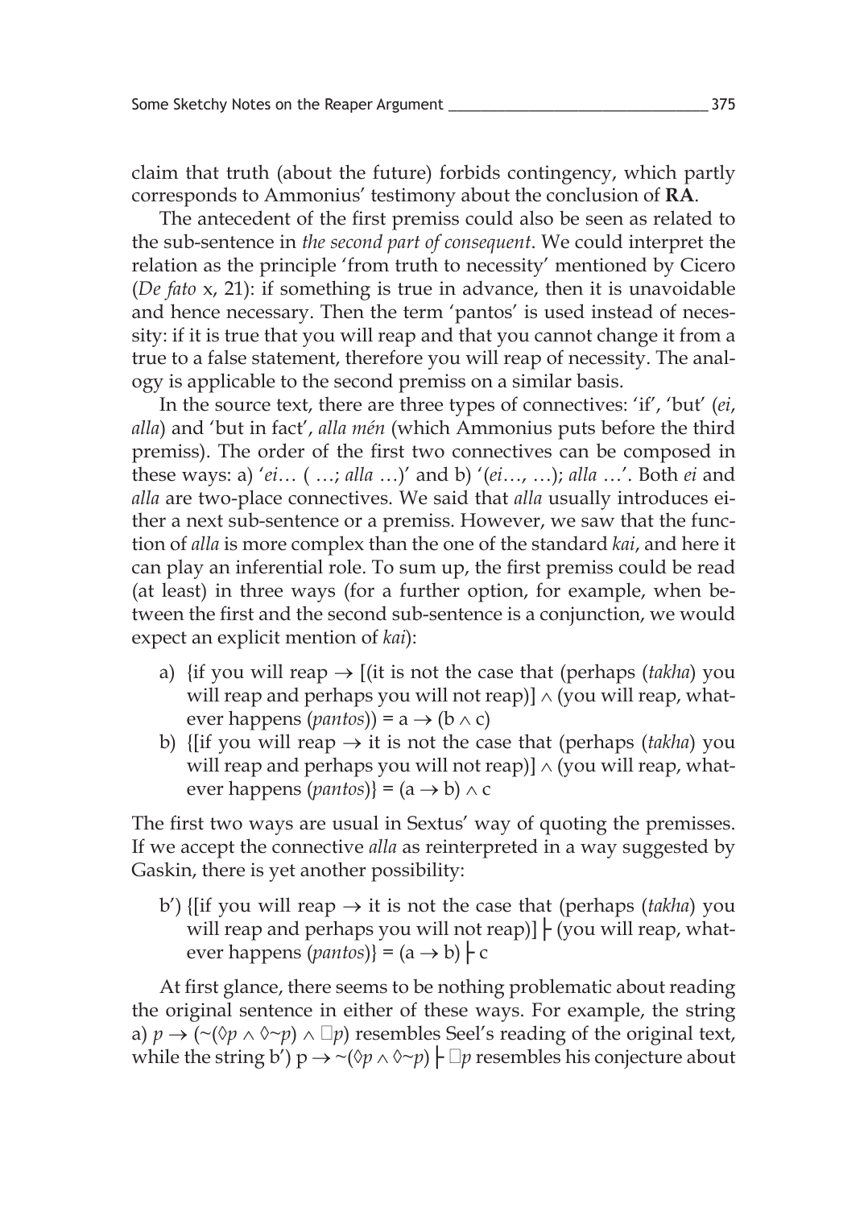claim that truth (about the future) forbids contingency, which partly corresponds to Ammonius' testimony about the conclusion of **RA**.

The antecedent of the first premiss could also be seen as related to the sub-sentence in *the second part of consequent*. We could interpret the relation as the principle 'from truth to necessity' mentioned by Cicero (*De fato* x, 21): if something is true in advance, then it is unavoidable and hence necessary. Then the term 'pantos' is used instead of necessity: if it is true that you will reap and that you cannot change it from a true to a false statement, therefore you will reap of necessity. The analogy is applicable to the second premiss on a similar basis.

In the source text, there are three types of connectives: 'if', 'but' (*ei*, *alla*) and 'but in fact', *alla mén* (which Ammonius puts before the third premiss). The order of the first two connectives can be composed in these ways: a) '*ei*… ( …; *alla* …)' and b) '(*ei*…, …); *alla* …'. Both *ei* and *alla* are two-place connectives. We said that *alla* usually introduces either a next sub-sentence or a premiss. However, we saw that the function of *alla* is more complex than the one of the standard *kai*, and here it can play an inferential role. To sum up, the first premiss could be read (at least) in three ways (for a further option, for example, when between the first and the second sub-sentence is a conjunction, we would expect an explicit mention of *kai*):

a) {if you will reap → [(it is not the case that (perhaps (*takha*) you will reap and perhaps you will not reap)] ∧ (you will reap, whatever happens (*pantos*)) = $a \rightarrow (b \wedge c)$
b) {[if you will reap → it is not the case that (perhaps (*takha*) you will reap and perhaps you will not reap)] ∧ (you will reap, whatever happens (*pantos*)} = $(a \rightarrow b) \wedge c$

The first two ways are usual in Sextus' way of quoting the premisses. If we accept the connective *alla* as reinterpreted in a way suggested by Gaskin, there is yet another possibility:

b') {[if you will reap → it is not the case that (perhaps (*takha*) you will reap and perhaps you will not reap)] ⊦ (you will reap, whatever happens (*pantos*)} = $(a \rightarrow b) \vdash c$

At first glance, there seems to be nothing problematic about reading the original sentence in either of these ways. For example, the string a) $p \rightarrow (\sim(\Diamond p \wedge \Diamond\sim p) \wedge \Box p)$ resembles Seel's reading of the original text, while the string b') $p \rightarrow \sim(\Diamond p \wedge \Diamond\sim p) \vdash \Box p$ resembles his conjecture about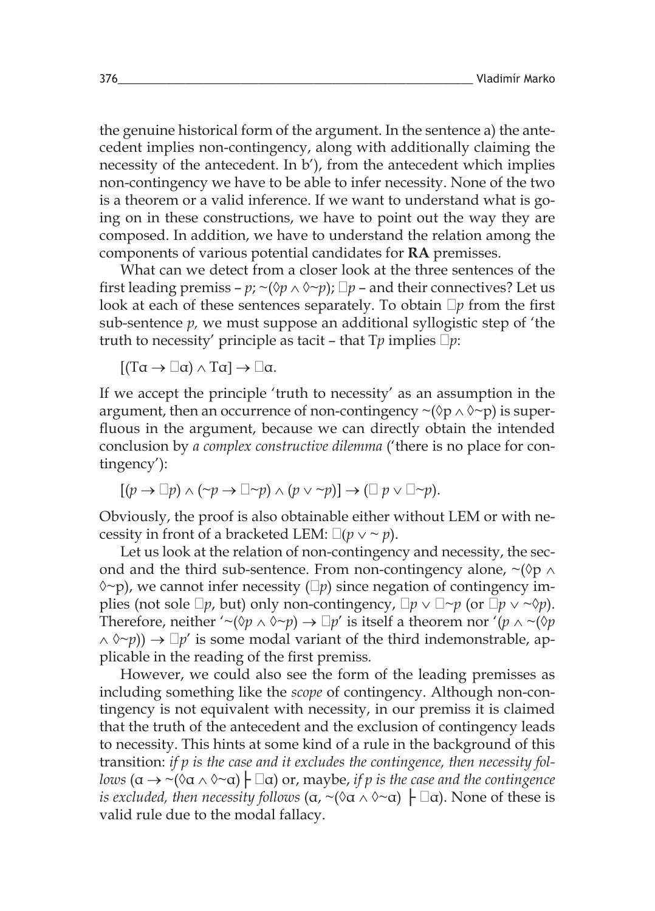the genuine historical form of the argument. In the sentence a) the antecedent implies non-contingency, along with additionally claiming the necessity of the antecedent. In b'), from the antecedent which implies non-contingency we have to be able to infer necessity. None of the two is a theorem or a valid inference. If we want to understand what is going on in these constructions, we have to point out the way they are composed. In addition, we have to understand the relation among the components of various potential candidates for **RA** premisses.

What can we detect from a closer look at the three sentences of the first leading premiss – $p$; $\sim(\Diamond p \wedge \Diamond\sim p)$; $\Box p$ – and their connectives? Let us look at each of these sentences separately. To obtain $\Box p$ from the first sub-sentence $p$, we must suppose an additional syllogistic step of 'the truth to necessity' principle as tacit – that T$p$ implies $\Box p$:

$$[(\mathrm{T}\alpha \rightarrow \Box\alpha) \wedge \mathrm{T}\alpha] \rightarrow \Box\alpha.$$

If we accept the principle 'truth to necessity' as an assumption in the argument, then an occurrence of non-contingency $\sim(\Diamond p \wedge \Diamond\sim p)$ is superfluous in the argument, because we can directly obtain the intended conclusion by *a complex constructive dilemma* ('there is no place for contingency'):

$$[(p \rightarrow \Box p) \wedge (\sim p \rightarrow \Box\sim p) \wedge (p \vee \sim p)] \rightarrow (\Box p \vee \Box\sim p).$$

Obviously, the proof is also obtainable either without LEM or with necessity in front of a bracketed LEM: $\Box(p \vee \sim p)$.

Let us look at the relation of non-contingency and necessity, the second and the third sub-sentence. From non-contingency alone, $\sim(\Diamond p \wedge \Diamond\sim p)$, we cannot infer necessity ($\Box p$) since negation of contingency implies (not sole $\Box p$, but) only non-contingency, $\Box p \vee \Box\sim p$ (or $\Box p \vee \sim\Diamond p$). Therefore, neither '$\sim(\Diamond p \wedge \Diamond\sim p) \rightarrow \Box p$' is itself a theorem nor '$(p \wedge \sim(\Diamond p \wedge \Diamond\sim p)) \rightarrow \Box p$' is some modal variant of the third indemonstrable, applicable in the reading of the first premiss.

However, we could also see the form of the leading premisses as including something like the *scope* of contingency. Although non-contingency is not equivalent with necessity, in our premiss it is claimed that the truth of the antecedent and the exclusion of contingency leads to necessity. This hints at some kind of a rule in the background of this transition: *if p is the case and it excludes the contingence, then necessity follows* ($\alpha \rightarrow \sim(\Diamond\alpha \wedge \Diamond\sim\alpha) \vdash \Box\alpha$) or, maybe, *if p is the case and the contingence is excluded, then necessity follows* ($\alpha, \sim(\Diamond\alpha \wedge \Diamond\sim\alpha) \vdash \Box\alpha$). None of these is valid rule due to the modal fallacy.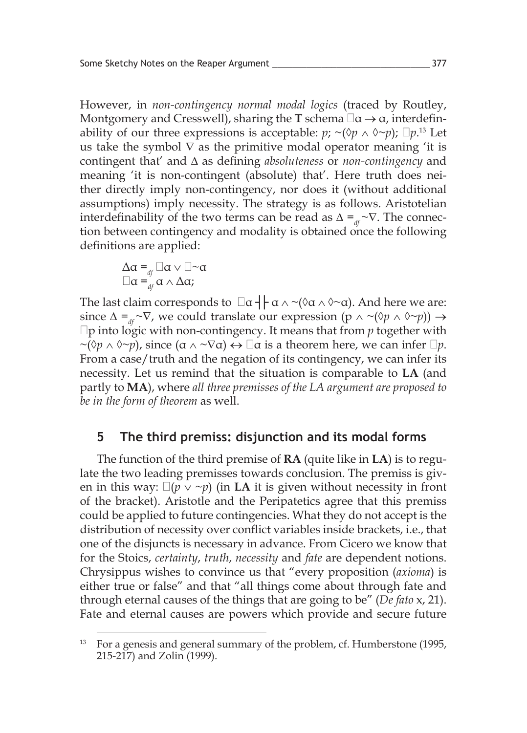However, in *non-contingency normal modal logics* (traced by Routley, Montgomery and Cresswell), sharing the **T** schema $\Box\alpha \rightarrow \alpha$, interdefinability of our three expressions is acceptable: $p$; $\sim(\Diamond p \wedge \Diamond{\sim}p)$; $\Box p$.[13] Let us take the symbol $\nabla$ as the primitive modal operator meaning 'it is contingent that' and $\Delta$ as defining *absoluteness* or *non-contingency* and meaning 'it is non-contingent (absolute) that'. Here truth does neither directly imply non-contingency, nor does it (without additional assumptions) imply necessity. The strategy is as follows. Aristotelian interdefinability of the two terms can be read as $\Delta =_{df} {\sim}\nabla$. The connection between contingency and modality is obtained once the following definitions are applied:

$$\Delta\alpha =_{df} \Box\alpha \vee \Box{\sim}\alpha$$
$$\Box\alpha =_{df} \alpha \wedge \Delta\alpha;$$

The last claim corresponds to $\Box\alpha \dashv\vdash \alpha \wedge {\sim}(\Diamond\alpha \wedge \Diamond{\sim}\alpha)$. And here we are: since $\Delta =_{df} {\sim}\nabla$, we could translate our expression $(p \wedge {\sim}(\Diamond p \wedge \Diamond{\sim}p)) \rightarrow \Box p$ into logic with non-contingency. It means that from $p$ together with ${\sim}(\Diamond p \wedge \Diamond{\sim}p)$, since $(\alpha \wedge {\sim}\nabla\alpha) \leftrightarrow \Box\alpha$ is a theorem here, we can infer $\Box p$. From a case/truth and the negation of its contingency, we can infer its necessity. Let us remind that the situation is comparable to **LA** (and partly to **MA**), where *all three premisses of the LA argument are proposed to be in the form of theorem* as well.

## 5 The third premiss: disjunction and its modal forms

The function of the third premise of **RA** (quite like in **LA**) is to regulate the two leading premisses towards conclusion. The premiss is given in this way: $\Box(p \vee {\sim}p)$ (in **LA** it is given without necessity in front of the bracket). Aristotle and the Peripatetics agree that this premiss could be applied to future contingencies. What they do not accept is the distribution of necessity over conflict variables inside brackets, i.e., that one of the disjuncts is necessary in advance. From Cicero we know that for the Stoics, *certainty*, *truth*, *necessity* and *fate* are dependent notions. Chrysippus wishes to convince us that "every proposition (*axioma*) is either true or false" and that "all things come about through fate and through eternal causes of the things that are going to be" (*De fato* x, 21). Fate and eternal causes are powers which provide and secure future

[13] For a genesis and general summary of the problem, cf. Humberstone (1995, 215-217) and Zolin (1999).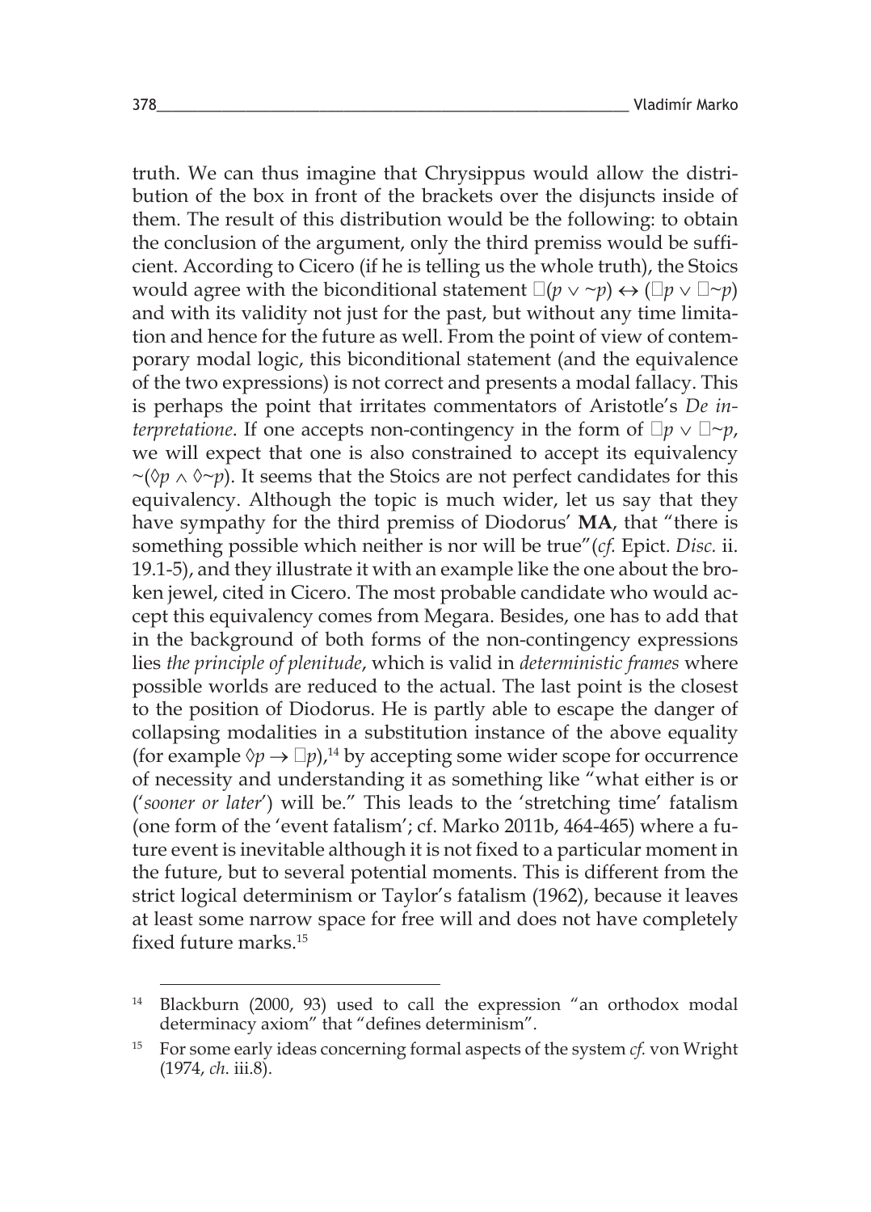truth. We can thus imagine that Chrysippus would allow the distribution of the box in front of the brackets over the disjuncts inside of them. The result of this distribution would be the following: to obtain the conclusion of the argument, only the third premiss would be sufficient. According to Cicero (if he is telling us the whole truth), the Stoics would agree with the biconditional statement $\Box(p \vee \sim p) \leftrightarrow (\Box p \vee \Box \sim p)$ and with its validity not just for the past, but without any time limitation and hence for the future as well. From the point of view of contemporary modal logic, this biconditional statement (and the equivalence of the two expressions) is not correct and presents a modal fallacy. This is perhaps the point that irritates commentators of Aristotle's *De interpretatione*. If one accepts non-contingency in the form of $\Box p \vee \Box \sim p$, we will expect that one is also constrained to accept its equivalency $\sim(\Diamond p \wedge \Diamond \sim p)$. It seems that the Stoics are not perfect candidates for this equivalency. Although the topic is much wider, let us say that they have sympathy for the third premiss of Diodorus' **MA**, that "there is something possible which neither is nor will be true"(*cf.* Epict. *Disc.* ii. 19.1-5), and they illustrate it with an example like the one about the broken jewel, cited in Cicero. The most probable candidate who would accept this equivalency comes from Megara. Besides, one has to add that in the background of both forms of the non-contingency expressions lies *the principle of plenitude*, which is valid in *deterministic frames* where possible worlds are reduced to the actual. The last point is the closest to the position of Diodorus. He is partly able to escape the danger of collapsing modalities in a substitution instance of the above equality (for example $\Diamond p \rightarrow \Box p$),[14] by accepting some wider scope for occurrence of necessity and understanding it as something like "what either is or ('*sooner or later*') will be." This leads to the 'stretching time' fatalism (one form of the 'event fatalism'; cf. Marko 2011b, 464-465) where a future event is inevitable although it is not fixed to a particular moment in the future, but to several potential moments. This is different from the strict logical determinism or Taylor's fatalism (1962), because it leaves at least some narrow space for free will and does not have completely fixed future marks.[15]

---

[14] Blackburn (2000, 93) used to call the expression "an orthodox modal determinacy axiom" that "defines determinism".

[15] For some early ideas concerning formal aspects of the system *cf.* von Wright (1974, *ch.* iii.8).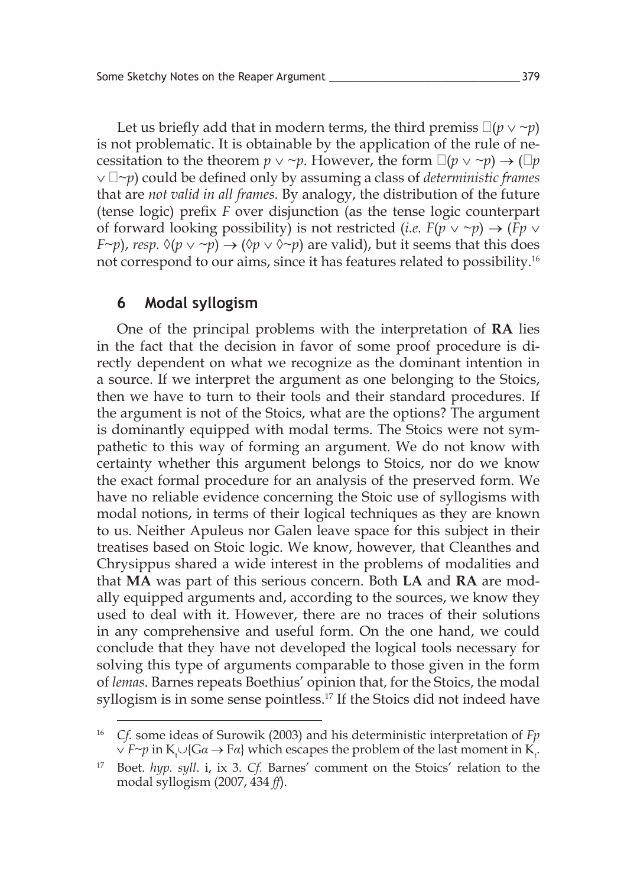Let us briefly add that in modern terms, the third premiss $\Box(p \vee \sim p)$ is not problematic. It is obtainable by the application of the rule of necessitation to the theorem $p \vee \sim p$. However, the form $\Box(p \vee \sim p) \rightarrow (\Box p \vee \Box \sim p)$ could be defined only by assuming a class of *deterministic frames* that are *not valid in all frames*. By analogy, the distribution of the future (tense logic) prefix $F$ over disjunction (as the tense logic counterpart of forward looking possibility) is not restricted (*i.e.* $F(p \vee \sim p) \rightarrow (Fp \vee F\sim p)$, *resp.* $\Diamond(p \vee \sim p) \rightarrow (\Diamond p \vee \Diamond \sim p)$ are valid), but it seems that this does not correspond to our aims, since it has features related to possibility.[16]

## 6 Modal syllogism

One of the principal problems with the interpretation of **RA** lies in the fact that the decision in favor of some proof procedure is directly dependent on what we recognize as the dominant intention in a source. If we interpret the argument as one belonging to the Stoics, then we have to turn to their tools and their standard procedures. If the argument is not of the Stoics, what are the options? The argument is dominantly equipped with modal terms. The Stoics were not sympathetic to this way of forming an argument. We do not know with certainty whether this argument belongs to Stoics, nor do we know the exact formal procedure for an analysis of the preserved form. We have no reliable evidence concerning the Stoic use of syllogisms with modal notions, in terms of their logical techniques as they are known to us. Neither Apuleus nor Galen leave space for this subject in their treatises based on Stoic logic. We know, however, that Cleanthes and Chrysippus shared a wide interest in the problems of modalities and that **MA** was part of this serious concern. Both **LA** and **RA** are modally equipped arguments and, according to the sources, we know they used to deal with it. However, there are no traces of their solutions in any comprehensive and useful form. On the one hand, we could conclude that they have not developed the logical tools necessary for solving this type of arguments comparable to those given in the form of *lemas*. Barnes repeats Boethius' opinion that, for the Stoics, the modal syllogism is in some sense pointless.[17] If the Stoics did not indeed have

---

[16] *Cf.* some ideas of Surowik (2003) and his deterministic interpretation of $Fp \vee F\sim p$ in $K_t \cup \{G\alpha \rightarrow F\alpha\}$ which escapes the problem of the last moment in $K_t$.

[17] Boet. *hyp. syll*. i, ix 3. *Cf.* Barnes' comment on the Stoics' relation to the modal syllogism (2007, 434 *ff*).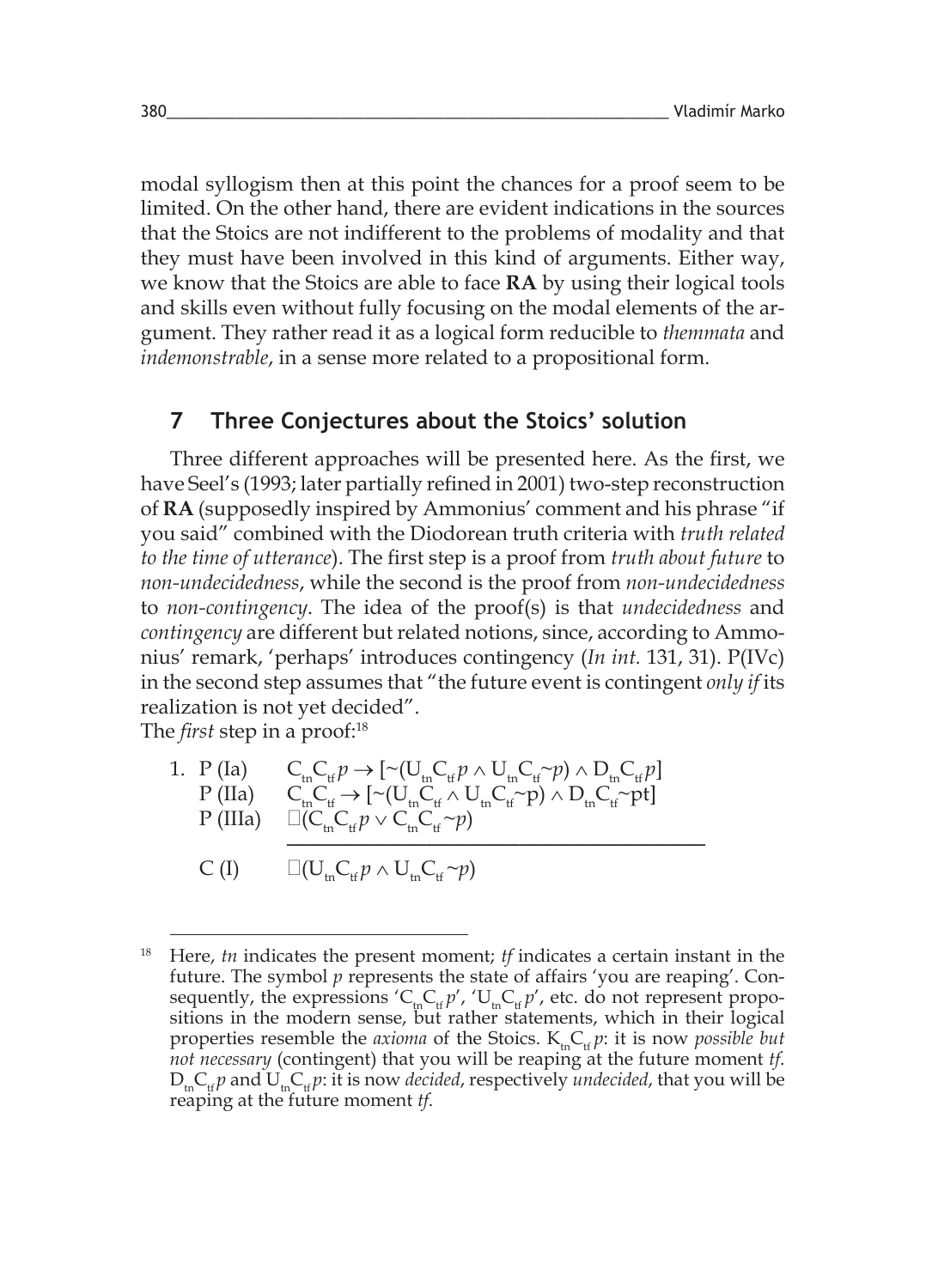modal syllogism then at this point the chances for a proof seem to be limited. On the other hand, there are evident indications in the sources that the Stoics are not indifferent to the problems of modality and that they must have been involved in this kind of arguments. Either way, we know that the Stoics are able to face **RA** by using their logical tools and skills even without fully focusing on the modal elements of the argument. They rather read it as a logical form reducible to *themmata* and *indemonstrable*, in a sense more related to a propositional form.

## 7 Three Conjectures about the Stoics' solution

Three different approaches will be presented here. As the first, we have Seel's (1993; later partially refined in 2001) two-step reconstruction of **RA** (supposedly inspired by Ammonius' comment and his phrase "if you said" combined with the Diodorean truth criteria with *truth related to the time of utterance*). The first step is a proof from *truth about future* to *non-undecidedness*, while the second is the proof from *non-undecidedness* to *non-contingency*. The idea of the proof(s) is that *undecidedness* and *contingency* are different but related notions, since, according to Ammonius' remark, 'perhaps' introduces contingency (*In int.* 131, 31). P(IVc) in the second step assumes that "the future event is contingent *only if* its realization is not yet decided".
The *first* step in a proof:[18]

1. P (Ia) $\quad C_{tn}C_{tf}\,p \rightarrow [\sim(U_{tn}C_{tf}\,p \wedge U_{tn}C_{tf}{\sim}p) \wedge D_{tn}C_{tf}\,p]$
   P (IIa) $\quad C_{tn}C_{tf} \rightarrow [\sim(U_{tn}C_{tf} \wedge U_{tn}C_{tf}{\sim}\mathrm{p}) \wedge D_{tn}C_{tf}{\sim}\mathrm{pt}]$
   P (IIIa) $\quad \square(C_{tn}C_{tf}\,p \vee C_{tn}C_{tf}{\sim}p)$

   C (I) $\quad \square(U_{tn}C_{tf}\,p \wedge U_{tn}C_{tf}{\sim}p)$

[18] Here, *tn* indicates the present moment; *tf* indicates a certain instant in the future. The symbol *p* represents the state of affairs 'you are reaping'. Consequently, the expressions '$C_{tn}C_{tf}\,p$', '$U_{tn}C_{tf}\,p$', etc. do not represent propositions in the modern sense, but rather statements, which in their logical properties resemble the *axioma* of the Stoics. $K_{tn}C_{tf}\,p$: it is now *possible but not necessary* (contingent) that you will be reaping at the future moment *tf*. $D_{tn}C_{tf}\,p$ and $U_{tn}C_{tf}\,p$: it is now *decided*, respectively *undecided*, that you will be reaping at the future moment *tf*.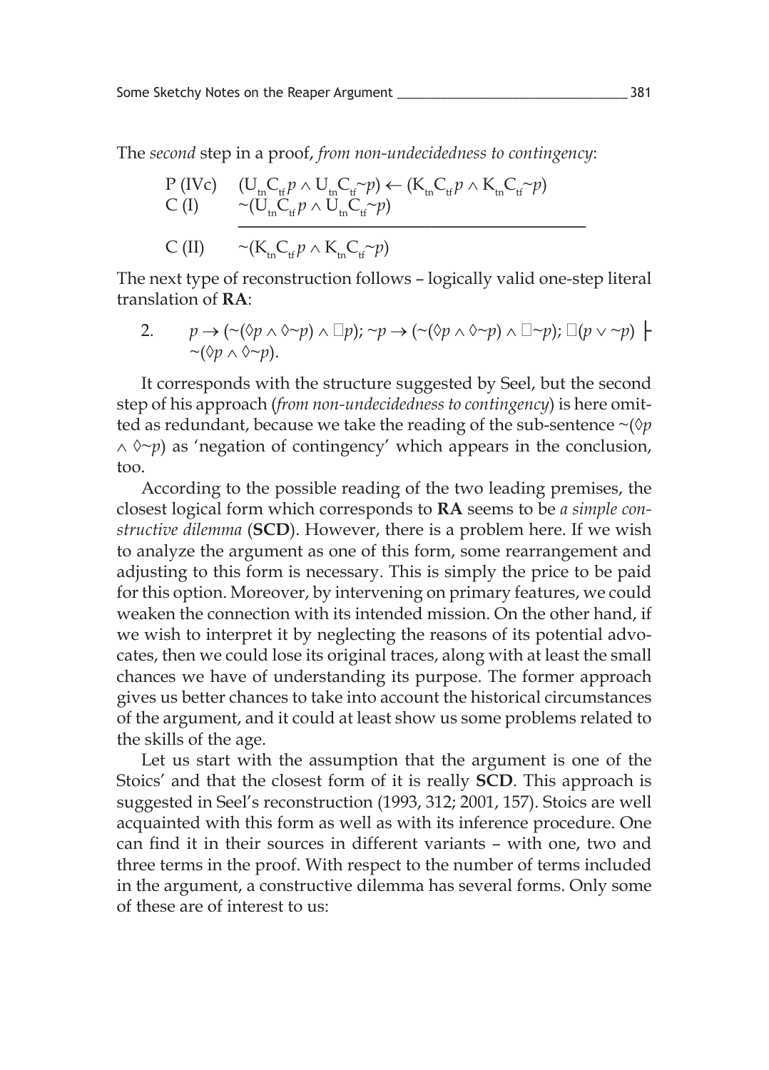The *second* step in a proof, *from non-undecidedness to contingency*:

$$
\begin{array}{ll}
\text{P (IVc)} & (U_{tn}C_{tf}p \wedge U_{tn}C_{tf}{\sim}p) \leftarrow (K_{tn}C_{tf}p \wedge K_{tn}C_{tf}{\sim}p) \\
\text{C (I)} & {\sim}(U_{tn}C_{tf}p \wedge U_{tn}C_{tf}{\sim}p) \\
\hline
\text{C (II)} & {\sim}(K_{tn}C_{tf}p \wedge K_{tn}C_{tf}{\sim}p)
\end{array}
$$

The next type of reconstruction follows – logically valid one-step literal translation of **RA**:

2. $p \rightarrow ({\sim}(\Diamond p \wedge \Diamond{\sim}p) \wedge \Box p); {\sim}p \rightarrow ({\sim}(\Diamond p \wedge \Diamond{\sim}p) \wedge \Box{\sim}p); \Box(p \vee {\sim}p) \vdash {\sim}(\Diamond p \wedge \Diamond{\sim}p)$.

It corresponds with the structure suggested by Seel, but the second step of his approach (*from non-undecidedness to contingency*) is here omitted as redundant, because we take the reading of the sub-sentence ${\sim}(\Diamond p \wedge \Diamond{\sim}p)$ as 'negation of contingency' which appears in the conclusion, too.

According to the possible reading of the two leading premises, the closest logical form which corresponds to **RA** seems to be *a simple constructive dilemma* (**SCD**). However, there is a problem here. If we wish to analyze the argument as one of this form, some rearrangement and adjusting to this form is necessary. This is simply the price to be paid for this option. Moreover, by intervening on primary features, we could weaken the connection with its intended mission. On the other hand, if we wish to interpret it by neglecting the reasons of its potential advocates, then we could lose its original traces, along with at least the small chances we have of understanding its purpose. The former approach gives us better chances to take into account the historical circumstances of the argument, and it could at least show us some problems related to the skills of the age.

Let us start with the assumption that the argument is one of the Stoics' and that the closest form of it is really **SCD**. This approach is suggested in Seel's reconstruction (1993, 312; 2001, 157). Stoics are well acquainted with this form as well as with its inference procedure. One can find it in their sources in different variants – with one, two and three terms in the proof. With respect to the number of terms included in the argument, a constructive dilemma has several forms. Only some of these are of interest to us: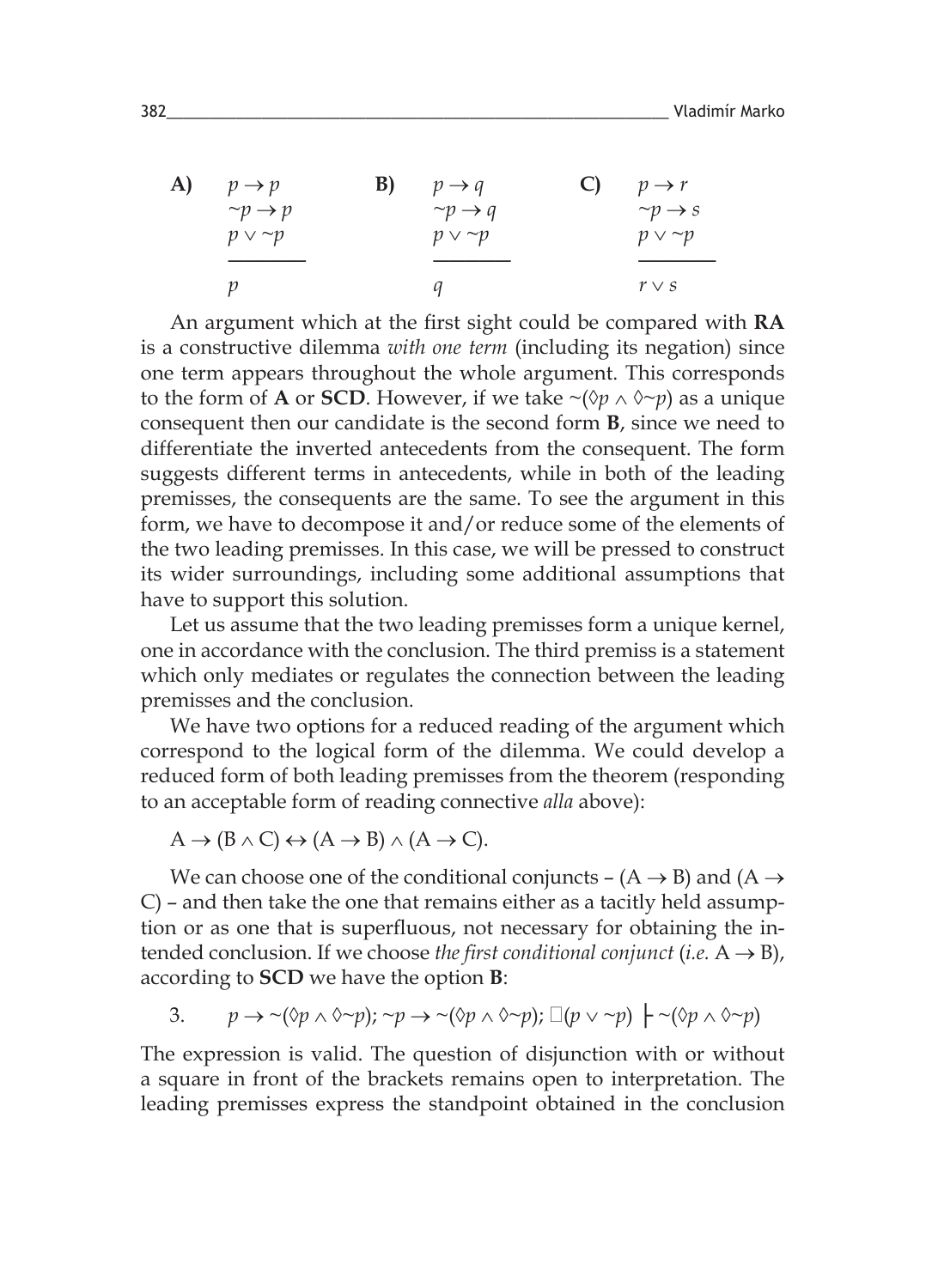| **A)** | | **B)** | | **C)** | |
|---|---|---|---|---|---|
| | $p \rightarrow p$ | | $p \rightarrow q$ | | $p \rightarrow r$ |
| | $\sim p \rightarrow p$ | | $\sim p \rightarrow q$ | | $\sim p \rightarrow s$ |
| | $p \vee \sim p$ | | $p \vee \sim p$ | | $p \vee \sim p$ |
| | $p$ | | $q$ | | $r \vee s$ |

An argument which at the first sight could be compared with **RA** is a constructive dilemma *with one term* (including its negation) since one term appears throughout the whole argument. This corresponds to the form of **A** or **SCD**. However, if we take $\sim(\Diamond p \wedge \Diamond\sim p)$ as a unique consequent then our candidate is the second form **B**, since we need to differentiate the inverted antecedents from the consequent. The form suggests different terms in antecedents, while in both of the leading premisses, the consequents are the same. To see the argument in this form, we have to decompose it and/or reduce some of the elements of the two leading premisses. In this case, we will be pressed to construct its wider surroundings, including some additional assumptions that have to support this solution.

Let us assume that the two leading premisses form a unique kernel, one in accordance with the conclusion. The third premiss is a statement which only mediates or regulates the connection between the leading premisses and the conclusion.

We have two options for a reduced reading of the argument which correspond to the logical form of the dilemma. We could develop a reduced form of both leading premisses from the theorem (responding to an acceptable form of reading connective *alla* above):

$$A \rightarrow (B \wedge C) \leftrightarrow (A \rightarrow B) \wedge (A \rightarrow C).$$

We can choose one of the conditional conjuncts – $(A \rightarrow B)$ and $(A \rightarrow C)$ – and then take the one that remains either as a tacitly held assumption or as one that is superfluous, not necessary for obtaining the intended conclusion. If we choose *the first conditional conjunct* (*i.e.* $A \rightarrow B$), according to **SCD** we have the option **B**:

3. $p \rightarrow \sim(\Diamond p \wedge \Diamond\sim p);\ \sim p \rightarrow \sim(\Diamond p \wedge \Diamond\sim p);\ \Box(p \vee \sim p) \vdash \sim(\Diamond p \wedge \Diamond\sim p)$

The expression is valid. The question of disjunction with or without a square in front of the brackets remains open to interpretation. The leading premisses express the standpoint obtained in the conclusion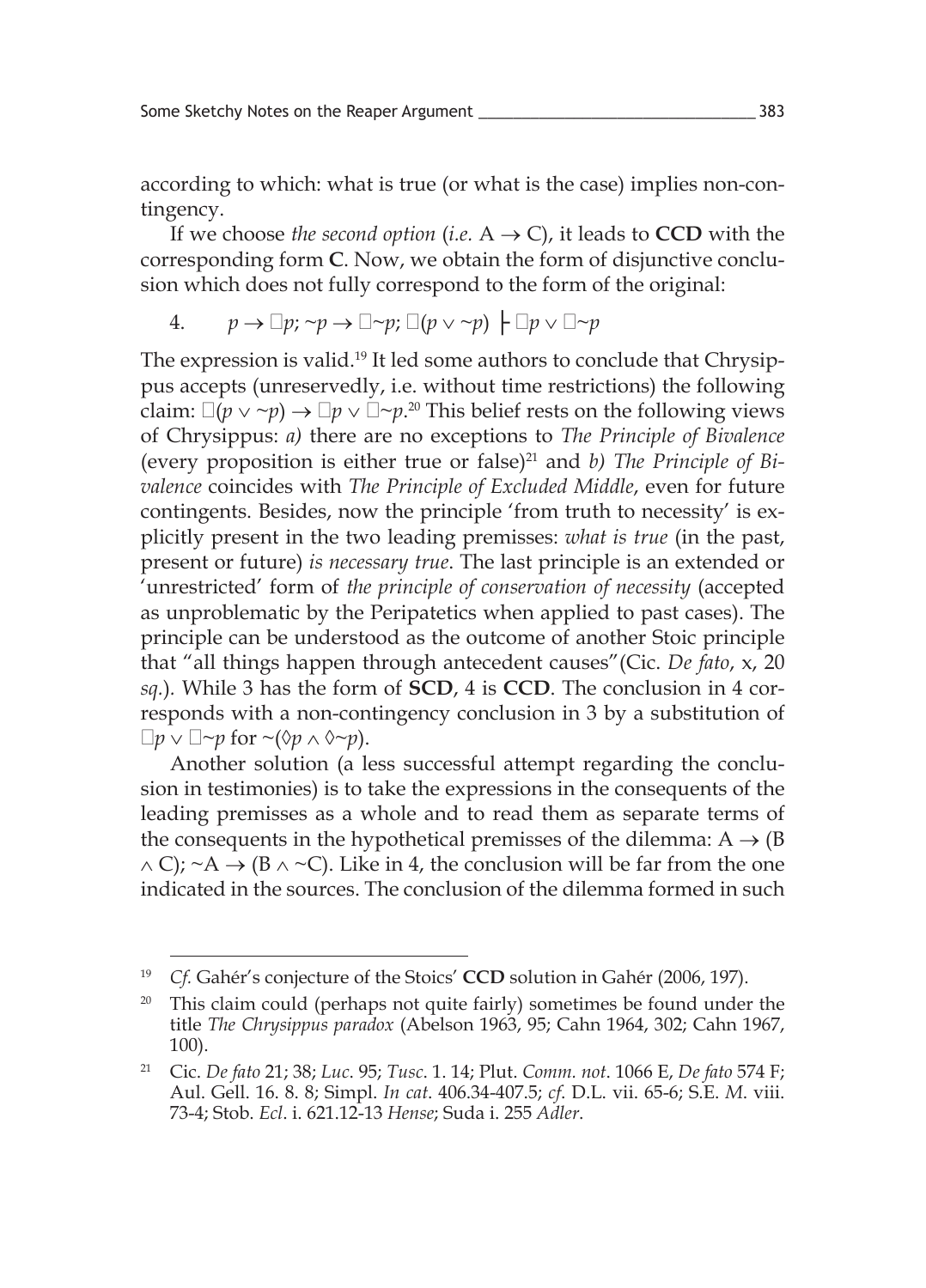according to which: what is true (or what is the case) implies non-contingency.

If we choose *the second option* (*i.e.* $A \rightarrow C$), it leads to **CCD** with the corresponding form **C**. Now, we obtain the form of disjunctive conclusion which does not fully correspond to the form of the original:

4. $p \rightarrow \Box p; \sim p \rightarrow \Box \sim p; \Box(p \vee \sim p) \vdash \Box p \vee \Box \sim p$

The expression is valid.[19] It led some authors to conclude that Chrysippus accepts (unreservedly, i.e. without time restrictions) the following claim: $\Box(p \vee \sim p) \rightarrow \Box p \vee \Box \sim p$.[20] This belief rests on the following views of Chrysippus: *a)* there are no exceptions to *The Principle of Bivalence* (every proposition is either true or false)[21] and *b) The Principle of Bivalence* coincides with *The Principle of Excluded Middle*, even for future contingents. Besides, now the principle 'from truth to necessity' is explicitly present in the two leading premisses: *what is true* (in the past, present or future) *is necessary true*. The last principle is an extended or 'unrestricted' form of *the principle of conservation of necessity* (accepted as unproblematic by the Peripatetics when applied to past cases). The principle can be understood as the outcome of another Stoic principle that "all things happen through antecedent causes"(Cic. *De fato*, x, 20 *sq*.). While 3 has the form of **SCD**, 4 is **CCD**. The conclusion in 4 corresponds with a non-contingency conclusion in 3 by a substitution of $\Box p \vee \Box \sim p$ for $\sim(\Diamond p \wedge \Diamond \sim p)$.

Another solution (a less successful attempt regarding the conclusion in testimonies) is to take the expressions in the consequents of the leading premisses as a whole and to read them as separate terms of the consequents in the hypothetical premisses of the dilemma: $A \rightarrow (B \wedge C)$; $\sim A \rightarrow (B \wedge \sim C)$. Like in 4, the conclusion will be far from the one indicated in the sources. The conclusion of the dilemma formed in such

---

[19] *Cf.* Gahér's conjecture of the Stoics' **CCD** solution in Gahér (2006, 197).

[20] This claim could (perhaps not quite fairly) sometimes be found under the title *The Chrysippus paradox* (Abelson 1963, 95; Cahn 1964, 302; Cahn 1967, 100).

[21] Cic. *De fato* 21; 38; *Luc*. 95; *Tusc*. 1. 14; Plut. *Comm. not*. 1066 E, *De fato* 574 F; Aul. Gell. 16. 8. 8; Simpl. *In cat*. 406.34-407.5; *cf*. D.L. vii. 65-6; S.E. *M*. viii. 73-4; Stob. *Ecl*. i. 621.12-13 *Hense*; Suda i. 255 *Adler*.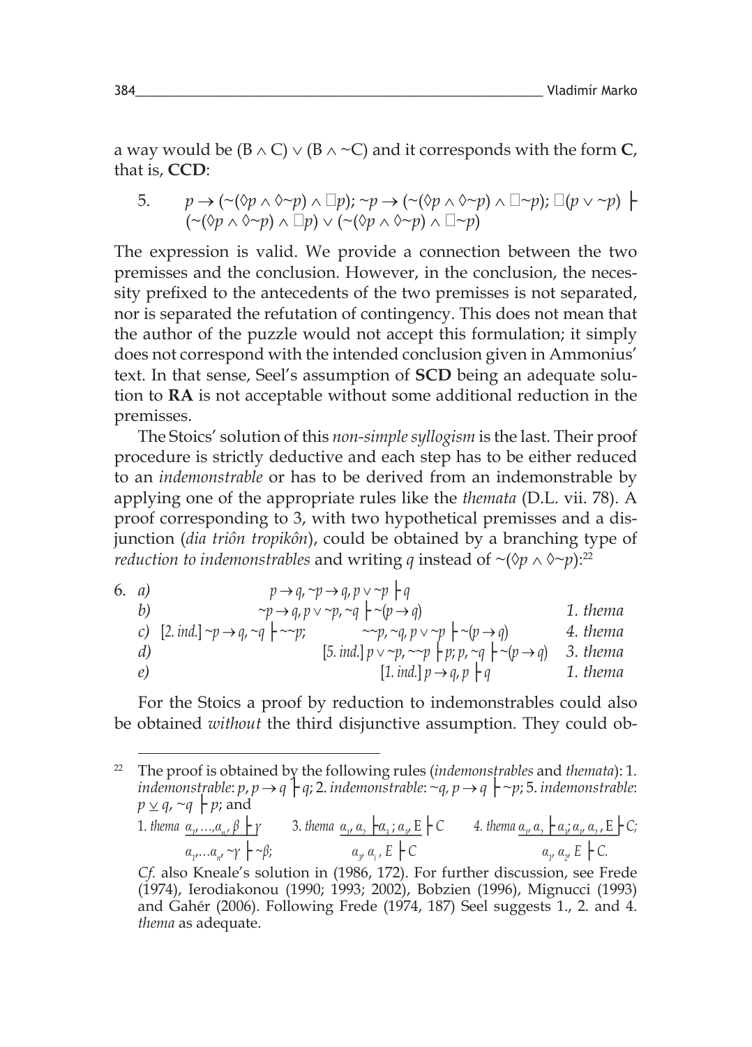a way would be $(B \wedge C) \vee (B \wedge \sim C)$ and it corresponds with the form **C**, that is, **CCD**:

5. $p \rightarrow (\sim(\Diamond p \wedge \Diamond\sim p) \wedge \Box p); \sim p \rightarrow (\sim(\Diamond p \wedge \Diamond\sim p) \wedge \Box\sim p); \Box(p \vee \sim p) \vdash (\sim(\Diamond p \wedge \Diamond\sim p) \wedge \Box p) \vee (\sim(\Diamond p \wedge \Diamond\sim p) \wedge \Box\sim p)$

The expression is valid. We provide a connection between the two premisses and the conclusion. However, in the conclusion, the necessity prefixed to the antecedents of the two premisses is not separated, nor is separated the refutation of contingency. This does not mean that the author of the puzzle would not accept this formulation; it simply does not correspond with the intended conclusion given in Ammonius' text. In that sense, Seel's assumption of **SCD** being an adequate solution to **RA** is not acceptable without some additional reduction in the premisses.

The Stoics' solution of this *non-simple syllogism* is the last. Their proof procedure is strictly deductive and each step has to be either reduced to an *indemonstrable* or has to be derived from an indemonstrable by applying one of the appropriate rules like the *themata* (D.L. vii. 78). A proof corresponding to 3, with two hypothetical premisses and a disjunction (*dia triôn tropikôn*), could be obtained by a branching type of *reduction to indemonstrables* and writing $q$ instead of $\sim(\Diamond p \wedge \Diamond\sim p)$:[22]

6. *a)* $p \rightarrow q, \sim p \rightarrow q, p \vee \sim p \vdash q$

   *b)* $\sim p \rightarrow q, p \vee \sim p, \sim q \vdash \sim(p \rightarrow q)$ — *1. thema*

   *c)* [*2. ind.*] $\sim p \rightarrow q, \sim q \vdash \sim\sim p$; $\quad \sim\sim p, \sim q, p \vee \sim p \vdash \sim(p \rightarrow q)$ — *4. thema*

   *d)* [*5. ind.*] $p \vee \sim p, \sim\sim p \vdash p; p, \sim q \vdash \sim(p \rightarrow q)$ — *3. thema*

   *e)* [*1. ind.*] $p \rightarrow q, p \vdash q$ — *1. thema*

For the Stoics a proof by reduction to indemonstrables could also be obtained *without* the third disjunctive assumption. They could ob-

---

[22] The proof is obtained by the following rules (*indemonstrables* and *themata*): 1. *indemonstrable*: $p, p \rightarrow q \vdash q$; 2. *indemonstrable*: $\sim q, p \rightarrow q \vdash \sim p$; 5. *indemonstrable*: $p \veebar q, \sim q \vdash p$; and

1. *thema* $\dfrac{\alpha_1, \ldots, \alpha_n, \beta \vdash \gamma}{\alpha_1, \ldots \alpha_n, \sim\gamma \vdash \sim\beta;}$ $\quad$ 3. *thema* $\dfrac{\alpha_1, \alpha_2 \vdash \alpha_3 ; \alpha_3, E \vdash C}{\alpha_3, \alpha_i, E \vdash C}$ $\quad$ 4. *thema* $\dfrac{\alpha_1, \alpha_2 \vdash \alpha_3; \alpha_1, \alpha_2, E \vdash C;}{\alpha_1, \alpha_2, E \vdash C.}$

*Cf.* also Kneale's solution in (1986, 172). For further discussion, see Frede (1974), Ierodiakonou (1990; 1993; 2002), Bobzien (1996), Mignucci (1993) and Gahér (2006). Following Frede (1974, 187) Seel suggests 1., 2. and 4. *thema* as adequate.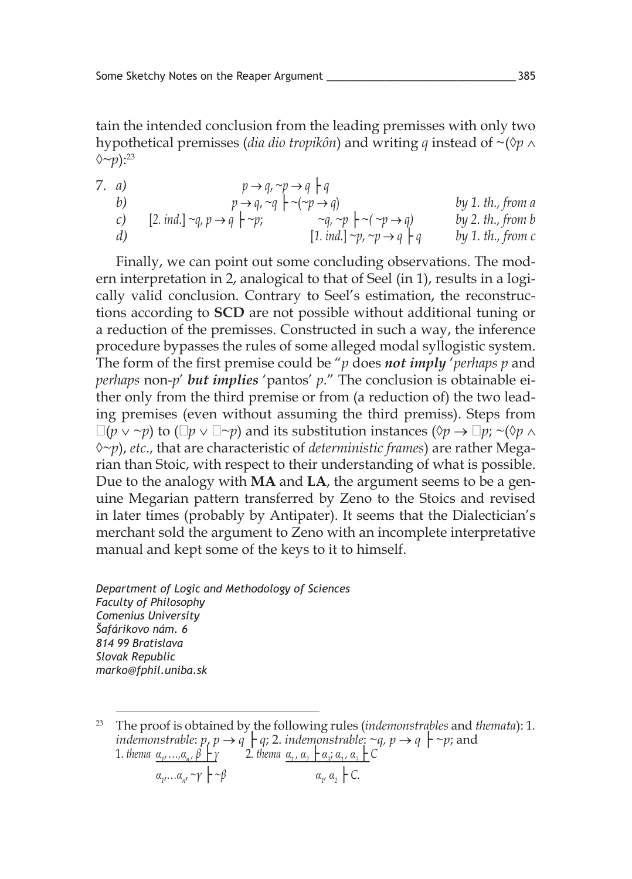tain the intended conclusion from the leading premisses with only two hypothetical premisses (*dia dio tropikôn*) and writing $q$ instead of $\sim(\Diamond p \wedge \Diamond\sim p)$:[23]

| 7. | | | |
|---|---|---|---|
| a) | | $p \rightarrow q, \sim p \rightarrow q \vdash q$ | |
| b) | | $p \rightarrow q, \sim q \vdash \sim(\sim p \rightarrow q)$ | *by 1. th., from a* |
| c) | [2. *ind.*] $\sim q, p \rightarrow q \vdash \sim p$; | $\sim q, \sim p \vdash \sim(\sim p \rightarrow q)$ | *by 2. th., from b* |
| d) | | [1. *ind.*] $\sim p, \sim p \rightarrow q \vdash q$ | *by 1. th., from c* |

Finally, we can point out some concluding observations. The modern interpretation in 2, analogical to that of Seel (in 1), results in a logically valid conclusion. Contrary to Seel's estimation, the reconstructions according to **SCD** are not possible without additional tuning or a reduction of the premisses. Constructed in such a way, the inference procedure bypasses the rules of some alleged modal syllogistic system. The form of the first premise could be "*p* does ***not imply*** '*perhaps p* and *perhaps* non-*p*' ***but implies*** 'pantos' *p*." The conclusion is obtainable either only from the third premise or from (a reduction of) the two leading premises (even without assuming the third premiss). Steps from $\Box(p \vee \sim p)$ to $(\Box p \vee \Box\sim p)$ and its substitution instances ($\Diamond p \rightarrow \Box p$; $\sim(\Diamond p \wedge \Diamond\sim p)$, *etc*., that are characteristic of *deterministic frames*) are rather Megarian than Stoic, with respect to their understanding of what is possible. Due to the analogy with **MA** and **LA**, the argument seems to be a genuine Megarian pattern transferred by Zeno to the Stoics and revised in later times (probably by Antipater). It seems that the Dialectician's merchant sold the argument to Zeno with an incomplete interpretative manual and kept some of the keys to it to himself.

*Department of Logic and Methodology of Sciences*
*Faculty of Philosophy*
*Comenius University*
*Šafárikovo nám. 6*
*814 99 Bratislava*
*Slovak Republic*
*marko@fphil.uniba.sk*

---

[23] The proof is obtained by the following rules (*indemonstrables* and *themata*): 1. *indemonstrable*: $p, p \rightarrow q \vdash q$; 2. *indemonstrable*: $\sim q, p \rightarrow q \vdash \sim p$; and

1. *thema* $\dfrac{\alpha_1, \ldots, \alpha_n, \beta \vdash \gamma}{\alpha_1, \ldots \alpha_n, \sim\gamma \vdash \sim\beta}$ 2. *thema* $\dfrac{\alpha_1, \alpha_2 \vdash \alpha_3; \alpha_1, \alpha_3 \vdash C}{\alpha_1, \alpha_2 \vdash C.}$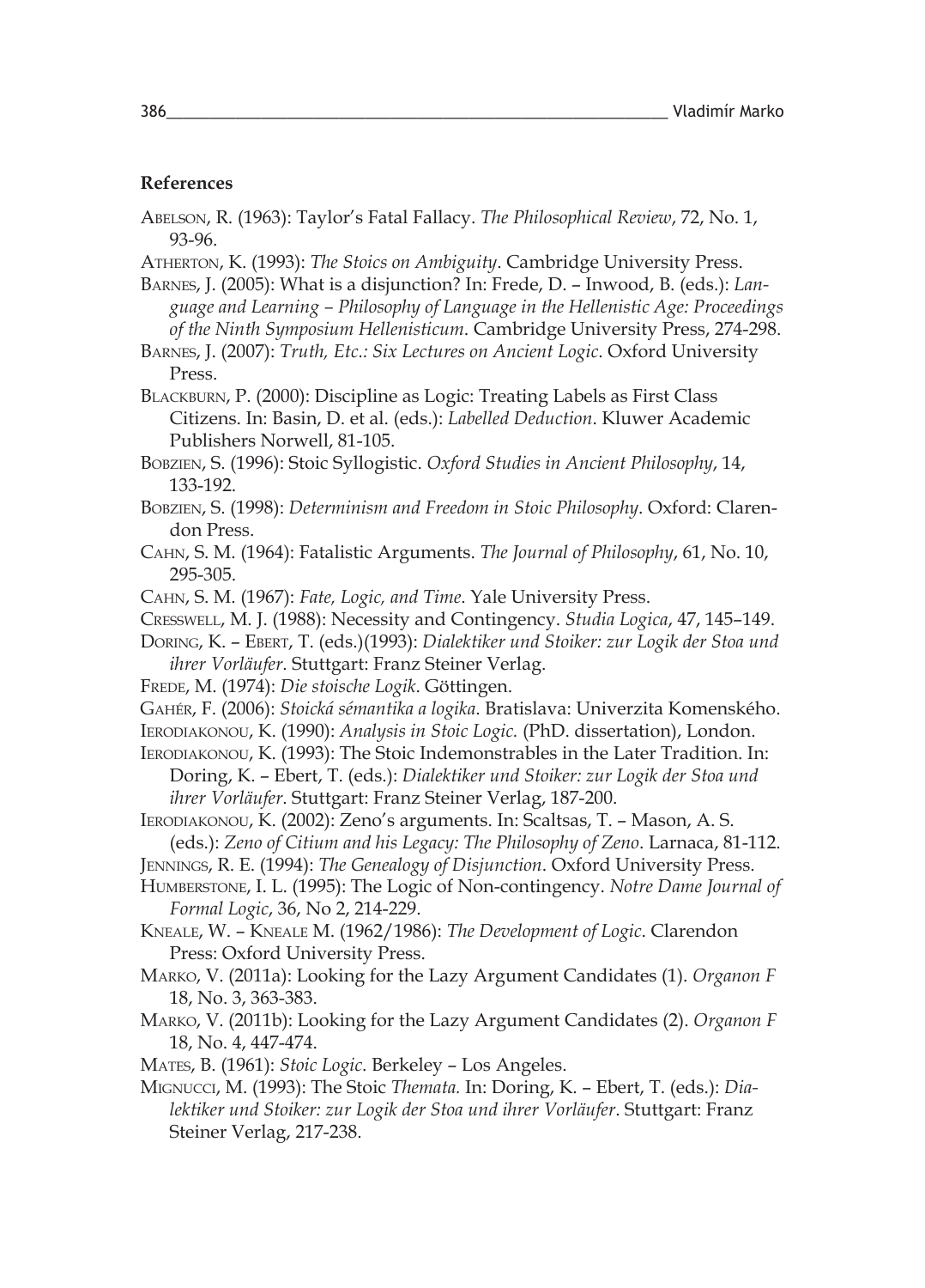**References**

ABELSON, R. (1963): Taylor's Fatal Fallacy. *The Philosophical Review*, 72, No. 1, 93-96.

ATHERTON, K. (1993): *The Stoics on Ambiguity*. Cambridge University Press.

BARNES, J. (2005): What is a disjunction? In: Frede, D. – Inwood, B. (eds.): *Language and Learning – Philosophy of Language in the Hellenistic Age: Proceedings of the Ninth Symposium Hellenisticum*. Cambridge University Press, 274-298.

BARNES, J. (2007): *Truth, Etc.: Six Lectures on Ancient Logic*. Oxford University Press.

BLACKBURN, P. (2000): Discipline as Logic: Treating Labels as First Class Citizens. In: Basin, D. et al. (eds.): *Labelled Deduction*. Kluwer Academic Publishers Norwell, 81-105.

BOBZIEN, S. (1996): Stoic Syllogistic. *Oxford Studies in Ancient Philosophy*, 14, 133-192.

BOBZIEN, S. (1998): *Determinism and Freedom in Stoic Philosophy*. Oxford: Clarendon Press.

CAHN, S. M. (1964): Fatalistic Arguments. *The Journal of Philosophy*, 61, No. 10, 295-305.

CAHN, S. M. (1967): *Fate, Logic, and Time*. Yale University Press.

CRESSWELL, M. J. (1988): Necessity and Contingency. *Studia Logica*, 47, 145–149.

DORING, K. – EBERT, T. (eds.)(1993): *Dialektiker und Stoiker: zur Logik der Stoa und ihrer Vorläufer*. Stuttgart: Franz Steiner Verlag.

FREDE, M. (1974): *Die stoische Logik*. Göttingen.

GAHÉR, F. (2006): *Stoická sémantika a logika*. Bratislava: Univerzita Komenského.

IERODIAKONOU, K. (1990): *Analysis in Stoic Logic.* (PhD. dissertation), London.

IERODIAKONOU, K. (1993): The Stoic Indemonstrables in the Later Tradition. In: Doring, K. – Ebert, T. (eds.): *Dialektiker und Stoiker: zur Logik der Stoa und ihrer Vorläufer*. Stuttgart: Franz Steiner Verlag, 187-200.

IERODIAKONOU, K. (2002): Zeno's arguments. In: Scaltsas, T. – Mason, A. S. (eds.): *Zeno of Citium and his Legacy: The Philosophy of Zeno*. Larnaca, 81-112.

JENNINGS, R. E. (1994): *The Genealogy of Disjunction*. Oxford University Press.

HUMBERSTONE, I. L. (1995): The Logic of Non-contingency. *Notre Dame Journal of Formal Logic*, 36, No 2, 214-229.

KNEALE, W. – KNEALE M. (1962/1986): *The Development of Logic*. Clarendon Press: Oxford University Press.

MARKO, V. (2011a): Looking for the Lazy Argument Candidates (1). *Organon F* 18, No. 3, 363-383.

MARKO, V. (2011b): Looking for the Lazy Argument Candidates (2). *Organon F* 18, No. 4, 447-474.

MATES, B. (1961): *Stoic Logic*. Berkeley – Los Angeles.

MIGNUCCI, M. (1993): The Stoic *Themata.* In: Doring, K. – Ebert, T. (eds.): *Dialektiker und Stoiker: zur Logik der Stoa und ihrer Vorläufer*. Stuttgart: Franz Steiner Verlag, 217-238.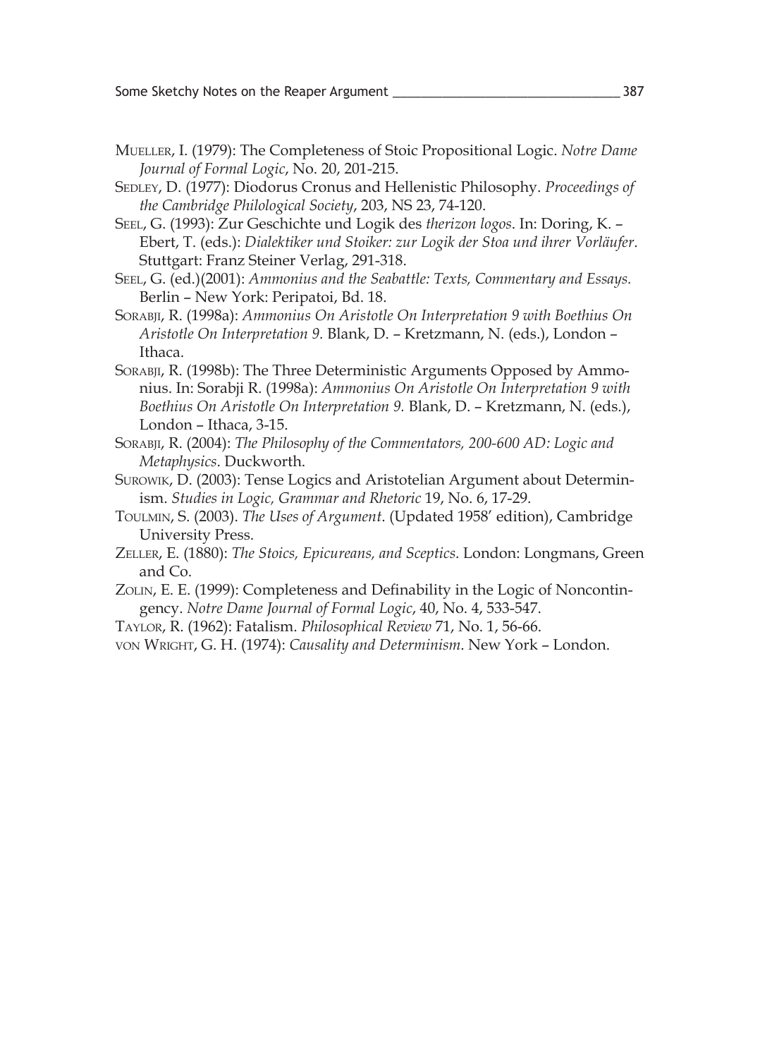MUELLER, I. (1979): The Completeness of Stoic Propositional Logic. *Notre Dame Journal of Formal Logic*, No. 20, 201-215.

SEDLEY, D. (1977): Diodorus Cronus and Hellenistic Philosophy. *Proceedings of the Cambridge Philological Society*, 203, NS 23, 74-120.

SEEL, G. (1993): Zur Geschichte und Logik des *therizon logos*. In: Doring, K. – Ebert, T. (eds.): *Dialektiker und Stoiker: zur Logik der Stoa und ihrer Vorläufer*. Stuttgart: Franz Steiner Verlag, 291-318.

SEEL, G. (ed.)(2001): *Ammonius and the Seabattle: Texts, Commentary and Essays.* Berlin – New York: Peripatoi, Bd. 18.

SORABJI, R. (1998a): *Ammonius On Aristotle On Interpretation 9 with Boethius On Aristotle On Interpretation 9.* Blank, D. – Kretzmann, N. (eds.), London – Ithaca.

SORABJI, R. (1998b): The Three Deterministic Arguments Opposed by Ammonius. In: Sorabji R. (1998a): *Ammonius On Aristotle On Interpretation 9 with Boethius On Aristotle On Interpretation 9.* Blank, D. – Kretzmann, N. (eds.), London – Ithaca, 3-15.

SORABJI, R. (2004): *The Philosophy of the Commentators, 200-600 AD: Logic and Metaphysics*. Duckworth.

SUROWIK, D. (2003): Tense Logics and Aristotelian Argument about Determinism. *Studies in Logic, Grammar and Rhetoric* 19, No. 6, 17-29.

TOULMIN, S. (2003). *The Uses of Argument*. (Updated 1958' edition), Cambridge University Press.

ZELLER, E. (1880): *The Stoics, Epicureans, and Sceptics*. London: Longmans, Green and Co.

ZOLIN, E. E. (1999): Completeness and Definability in the Logic of Noncontingency. *Notre Dame Journal of Formal Logic*, 40, No. 4, 533-547.

TAYLOR, R. (1962): Fatalism. *Philosophical Review* 71, No. 1, 56-66.

VON WRIGHT, G. H. (1974): *Causality and Determinism*. New York – London.